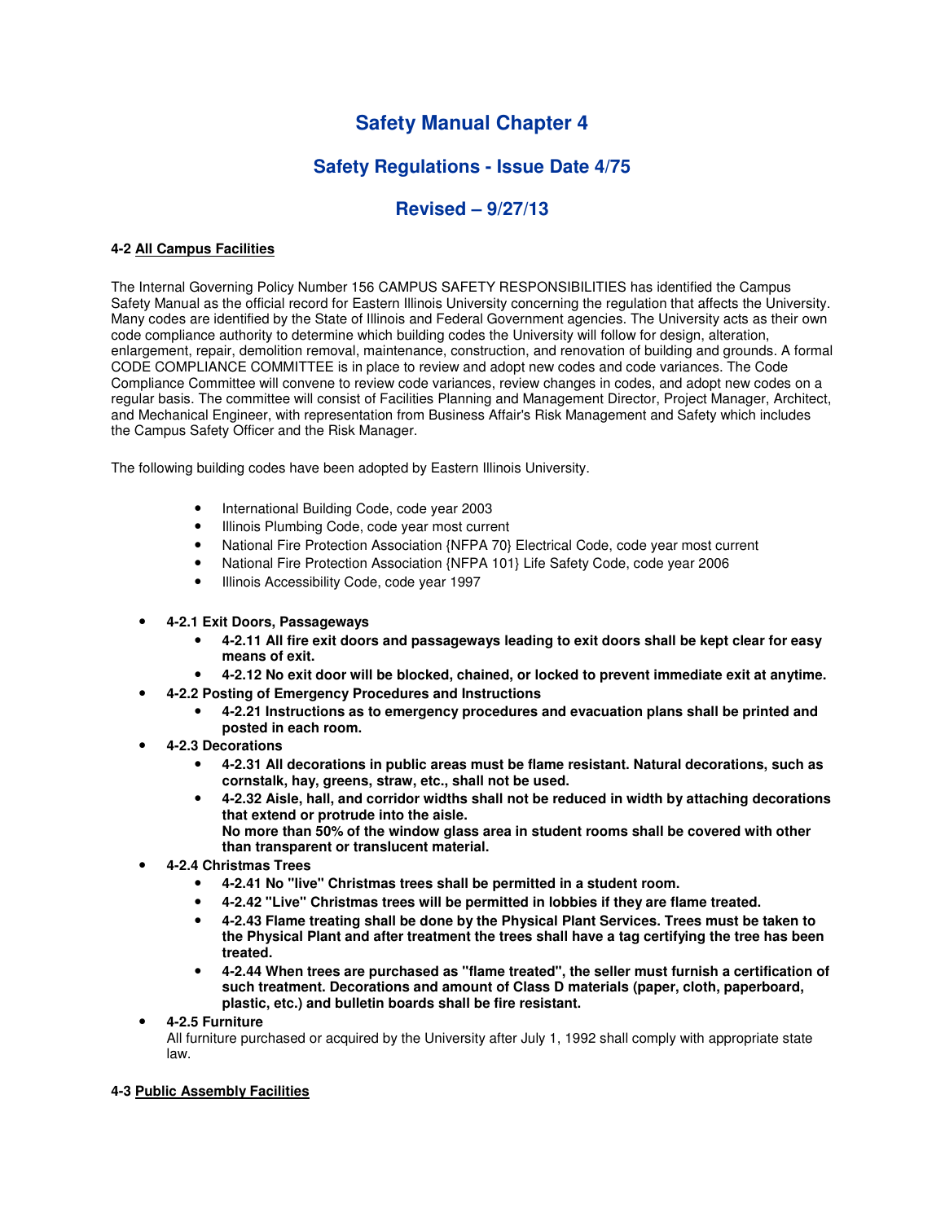# Safety Manual Chapter 4

## Safety Regulations - Issue Date 4/75

## Revised – 9/27/13

**4-2 All Campus Facilities**

The Internal Governing Policy Number 156 CAMPUS SAFETY RESPONSIBILITIES has identified the Campus Safety Manual as the official record for Eastern Illinois University concerning the regulation that affects the University. Many codes are identified by the State of Illinois and Federal Government agencies. The University acts as their own code compliance authority to determine which building codes the University will follow for design, alteration, enlargement, repair, demolition removal, maintenance, construction, and renovation of building and grounds. A formal CODE COMPLIANCE COMMITTEE is in place to review and adopt new codes and code variances. The Code Compliance Committee will convene to review code variances, review changes in codes, and adopt new codes on a regular basis. The committee will consist of Facilities Planning and Management Director, Project Manager, Architect, and Mechanical Engineer, with representation from Business Affair's Risk Management and Safety which includes the Campus Safety Officer and the Risk Manager.

The following building codes have been adopted by Eastern Illinois University.

- International Building Code, code year 2003
- Illinois Plumbing Code, code year most current
- National Fire Protection Association {NFPA 70} Electrical Code, code year most current
- National Fire Protection Association {NFPA 101} Life Safety Code, code year 2006
- Illinois Accessibility Code, code year 1997

- **4-2.1 Exit Doors, Passageways**
  - **4-2.11 All fire exit doors and passageways leading to exit doors shall be kept clear for easy means of exit.**
  - **4-2.12 No exit door will be blocked, chained, or locked to prevent immediate exit at anytime.**
- **4-2.2 Posting of Emergency Procedures and Instructions**
  - **4-2.21 Instructions as to emergency procedures and evacuation plans shall be printed and posted in each room.**
- **4-2.3 Decorations**
  - **4-2.31 All decorations in public areas must be flame resistant. Natural decorations, such as cornstalk, hay, greens, straw, etc., shall not be used.**
  - **4-2.32 Aisle, hall, and corridor widths shall not be reduced in width by attaching decorations that extend or protrude into the aisle.**
    **No more than 50% of the window glass area in student rooms shall be covered with other than transparent or translucent material.**
- **4-2.4 Christmas Trees**
  - **4-2.41 No "live" Christmas trees shall be permitted in a student room.**
  - **4-2.42 "Live" Christmas trees will be permitted in lobbies if they are flame treated.**
  - **4-2.43 Flame treating shall be done by the Physical Plant Services. Trees must be taken to the Physical Plant and after treatment the trees shall have a tag certifying the tree has been treated.**
  - **4-2.44 When trees are purchased as "flame treated", the seller must furnish a certification of such treatment. Decorations and amount of Class D materials (paper, cloth, paperboard, plastic, etc.) and bulletin boards shall be fire resistant.**
- **4-2.5 Furniture**
  All furniture purchased or acquired by the University after July 1, 1992 shall comply with appropriate state law.

**4-3 Public Assembly Facilities**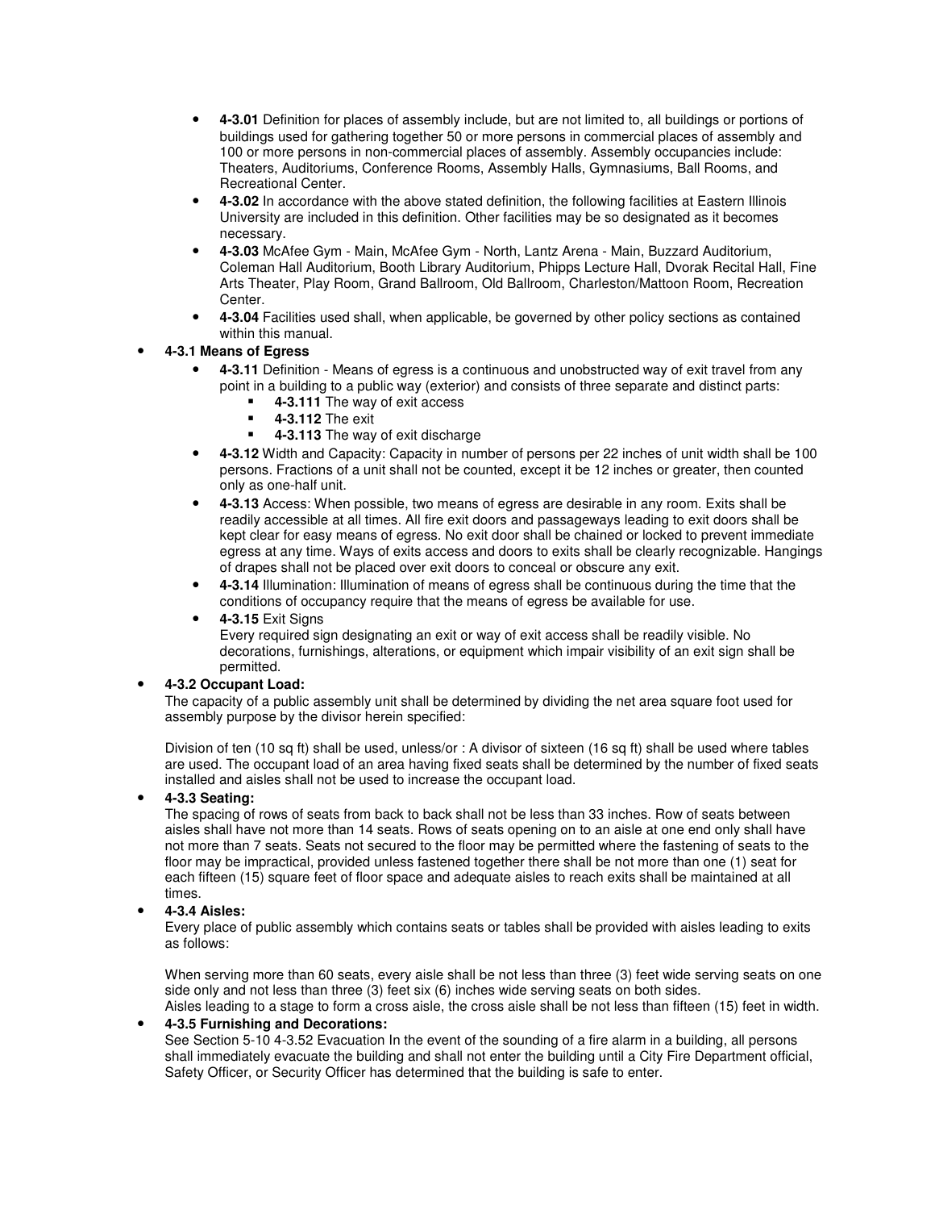- **4-3.01** Definition for places of assembly include, but are not limited to, all buildings or portions of buildings used for gathering together 50 or more persons in commercial places of assembly and 100 or more persons in non-commercial places of assembly. Assembly occupancies include: Theaters, Auditoriums, Conference Rooms, Assembly Halls, Gymnasiums, Ball Rooms, and Recreational Center.
- **4-3.02** In accordance with the above stated definition, the following facilities at Eastern Illinois University are included in this definition. Other facilities may be so designated as it becomes necessary.
- **4-3.03** McAfee Gym - Main, McAfee Gym - North, Lantz Arena - Main, Buzzard Auditorium, Coleman Hall Auditorium, Booth Library Auditorium, Phipps Lecture Hall, Dvorak Recital Hall, Fine Arts Theater, Play Room, Grand Ballroom, Old Ballroom, Charleston/Mattoon Room, Recreation Center.
- **4-3.04** Facilities used shall, when applicable, be governed by other policy sections as contained within this manual.

- **4-3.1 Means of Egress**
  - **4-3.11** Definition - Means of egress is a continuous and unobstructed way of exit travel from any point in a building to a public way (exterior) and consists of three separate and distinct parts:
    - **4-3.111** The way of exit access
    - **4-3.112** The exit
    - **4-3.113** The way of exit discharge
  - **4-3.12** Width and Capacity: Capacity in number of persons per 22 inches of unit width shall be 100 persons. Fractions of a unit shall not be counted, except it be 12 inches or greater, then counted only as one-half unit.
  - **4-3.13** Access: When possible, two means of egress are desirable in any room. Exits shall be readily accessible at all times. All fire exit doors and passageways leading to exit doors shall be kept clear for easy means of egress. No exit door shall be chained or locked to prevent immediate egress at any time. Ways of exits access and doors to exits shall be clearly recognizable. Hangings of drapes shall not be placed over exit doors to conceal or obscure any exit.
  - **4-3.14** Illumination: Illumination of means of egress shall be continuous during the time that the conditions of occupancy require that the means of egress be available for use.
  - **4-3.15** Exit Signs
    Every required sign designating an exit or way of exit access shall be readily visible. No decorations, furnishings, alterations, or equipment which impair visibility of an exit sign shall be permitted.

- **4-3.2 Occupant Load:**
  The capacity of a public assembly unit shall be determined by dividing the net area square foot used for assembly purpose by the divisor herein specified:

  Division of ten (10 sq ft) shall be used, unless/or : A divisor of sixteen (16 sq ft) shall be used where tables are used. The occupant load of an area having fixed seats shall be determined by the number of fixed seats installed and aisles shall not be used to increase the occupant load.

- **4-3.3 Seating:**
  The spacing of rows of seats from back to back shall not be less than 33 inches. Row of seats between aisles shall have not more than 14 seats. Rows of seats opening on to an aisle at one end only shall have not more than 7 seats. Seats not secured to the floor may be permitted where the fastening of seats to the floor may be impractical, provided unless fastened together there shall be not more than one (1) seat for each fifteen (15) square feet of floor space and adequate aisles to reach exits shall be maintained at all times.

- **4-3.4 Aisles:**
  Every place of public assembly which contains seats or tables shall be provided with aisles leading to exits as follows:

  When serving more than 60 seats, every aisle shall be not less than three (3) feet wide serving seats on one side only and not less than three (3) feet six (6) inches wide serving seats on both sides.
  Aisles leading to a stage to form a cross aisle, the cross aisle shall be not less than fifteen (15) feet in width.

- **4-3.5 Furnishing and Decorations:**
  See Section 5-10 4-3.52 Evacuation In the event of the sounding of a fire alarm in a building, all persons shall immediately evacuate the building and shall not enter the building until a City Fire Department official, Safety Officer, or Security Officer has determined that the building is safe to enter.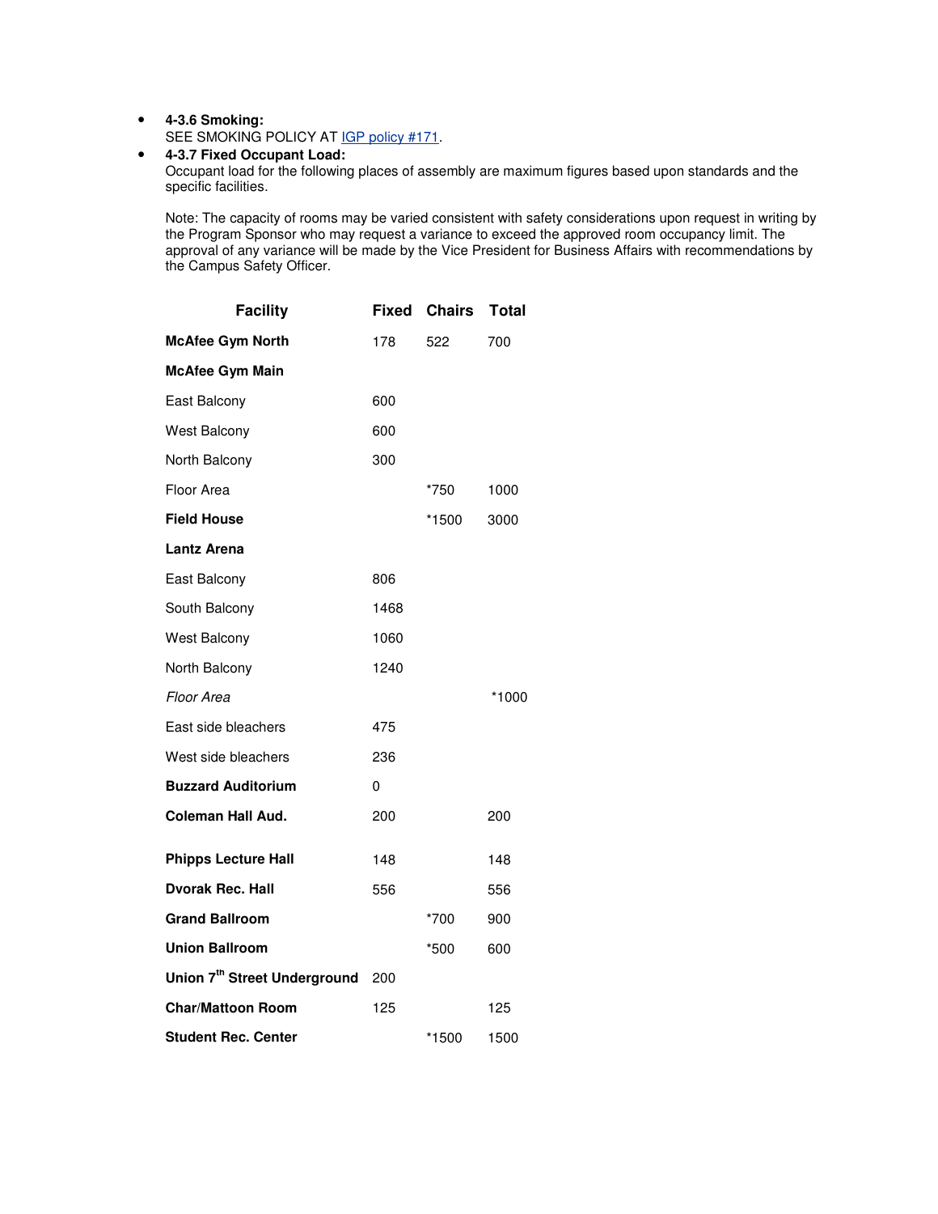- **4-3.6 Smoking:**
  SEE SMOKING POLICY AT IGP policy #171.
- **4-3.7 Fixed Occupant Load:**
  Occupant load for the following places of assembly are maximum figures based upon standards and the specific facilities.

  Note: The capacity of rooms may be varied consistent with safety considerations upon request in writing by the Program Sponsor who may request a variance to exceed the approved room occupancy limit. The approval of any variance will be made by the Vice President for Business Affairs with recommendations by the Campus Safety Officer.

| Facility | Fixed | Chairs | Total |
|---|---|---|---|
| **McAfee Gym North** | 178 | 522 | 700 |
| **McAfee Gym Main** | | | |
| East Balcony | 600 | | |
| West Balcony | 600 | | |
| North Balcony | 300 | | |
| Floor Area | | *750 | 1000 |
| **Field House** | | *1500 | 3000 |
| **Lantz Arena** | | | |
| East Balcony | 806 | | |
| South Balcony | 1468 | | |
| West Balcony | 1060 | | |
| North Balcony | 1240 | | |
| *Floor Area* | | | *1000 |
| East side bleachers | 475 | | |
| West side bleachers | 236 | | |
| **Buzzard Auditorium** | 0 | | |
| **Coleman Hall Aud.** | 200 | | 200 |
| **Phipps Lecture Hall** | 148 | | 148 |
| **Dvorak Rec. Hall** | 556 | | 556 |
| **Grand Ballroom** | | *700 | 900 |
| **Union Ballroom** | | *500 | 600 |
| **Union 7th Street Underground** | 200 | | |
| **Char/Mattoon Room** | 125 | | 125 |
| **Student Rec. Center** | | *1500 | 1500 |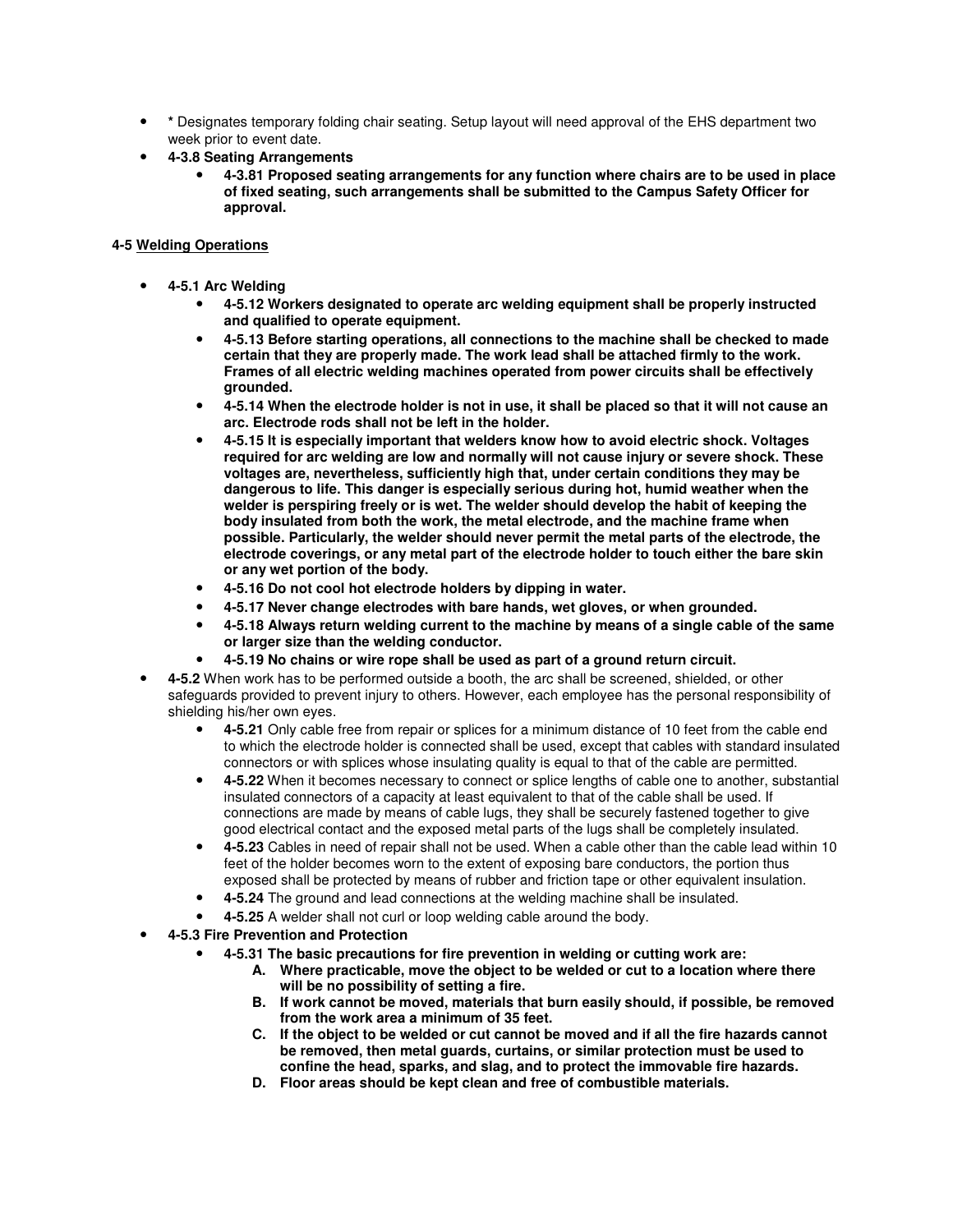- * Designates temporary folding chair seating. Setup layout will need approval of the EHS department two week prior to event date.
- **4-3.8 Seating Arrangements**
    - **4-3.81 Proposed seating arrangements for any function where chairs are to be used in place of fixed seating, such arrangements shall be submitted to the Campus Safety Officer for approval.**

## 4-5 Welding Operations

- **4-5.1 Arc Welding**
    - **4-5.12 Workers designated to operate arc welding equipment shall be properly instructed and qualified to operate equipment.**
    - **4-5.13 Before starting operations, all connections to the machine shall be checked to made certain that they are properly made. The work lead shall be attached firmly to the work. Frames of all electric welding machines operated from power circuits shall be effectively grounded.**
    - **4-5.14 When the electrode holder is not in use, it shall be placed so that it will not cause an arc. Electrode rods shall not be left in the holder.**
    - **4-5.15 It is especially important that welders know how to avoid electric shock. Voltages required for arc welding are low and normally will not cause injury or severe shock. These voltages are, nevertheless, sufficiently high that, under certain conditions they may be dangerous to life. This danger is especially serious during hot, humid weather when the welder is perspiring freely or is wet. The welder should develop the habit of keeping the body insulated from both the work, the metal electrode, and the machine frame when possible. Particularly, the welder should never permit the metal parts of the electrode, the electrode coverings, or any metal part of the electrode holder to touch either the bare skin or any wet portion of the body.**
    - **4-5.16 Do not cool hot electrode holders by dipping in water.**
    - **4-5.17 Never change electrodes with bare hands, wet gloves, or when grounded.**
    - **4-5.18 Always return welding current to the machine by means of a single cable of the same or larger size than the welding conductor.**
    - **4-5.19 No chains or wire rope shall be used as part of a ground return circuit.**
- **4-5.2** When work has to be performed outside a booth, the arc shall be screened, shielded, or other safeguards provided to prevent injury to others. However, each employee has the personal responsibility of shielding his/her own eyes.
    - **4-5.21** Only cable free from repair or splices for a minimum distance of 10 feet from the cable end to which the electrode holder is connected shall be used, except that cables with standard insulated connectors or with splices whose insulating quality is equal to that of the cable are permitted.
    - **4-5.22** When it becomes necessary to connect or splice lengths of cable one to another, substantial insulated connectors of a capacity at least equivalent to that of the cable shall be used. If connections are made by means of cable lugs, they shall be securely fastened together to give good electrical contact and the exposed metal parts of the lugs shall be completely insulated.
    - **4-5.23** Cables in need of repair shall not be used. When a cable other than the cable lead within 10 feet of the holder becomes worn to the extent of exposing bare conductors, the portion thus exposed shall be protected by means of rubber and friction tape or other equivalent insulation.
    - **4-5.24** The ground and lead connections at the welding machine shall be insulated.
    - **4-5.25** A welder shall not curl or loop welding cable around the body.
- **4-5.3 Fire Prevention and Protection**
    - **4-5.31 The basic precautions for fire prevention in welding or cutting work are:**
        - **A. Where practicable, move the object to be welded or cut to a location where there will be no possibility of setting a fire.**
        - **B. If work cannot be moved, materials that burn easily should, if possible, be removed from the work area a minimum of 35 feet.**
        - **C. If the object to be welded or cut cannot be moved and if all the fire hazards cannot be removed, then metal guards, curtains, or similar protection must be used to confine the head, sparks, and slag, and to protect the immovable fire hazards.**
        - **D. Floor areas should be kept clean and free of combustible materials.**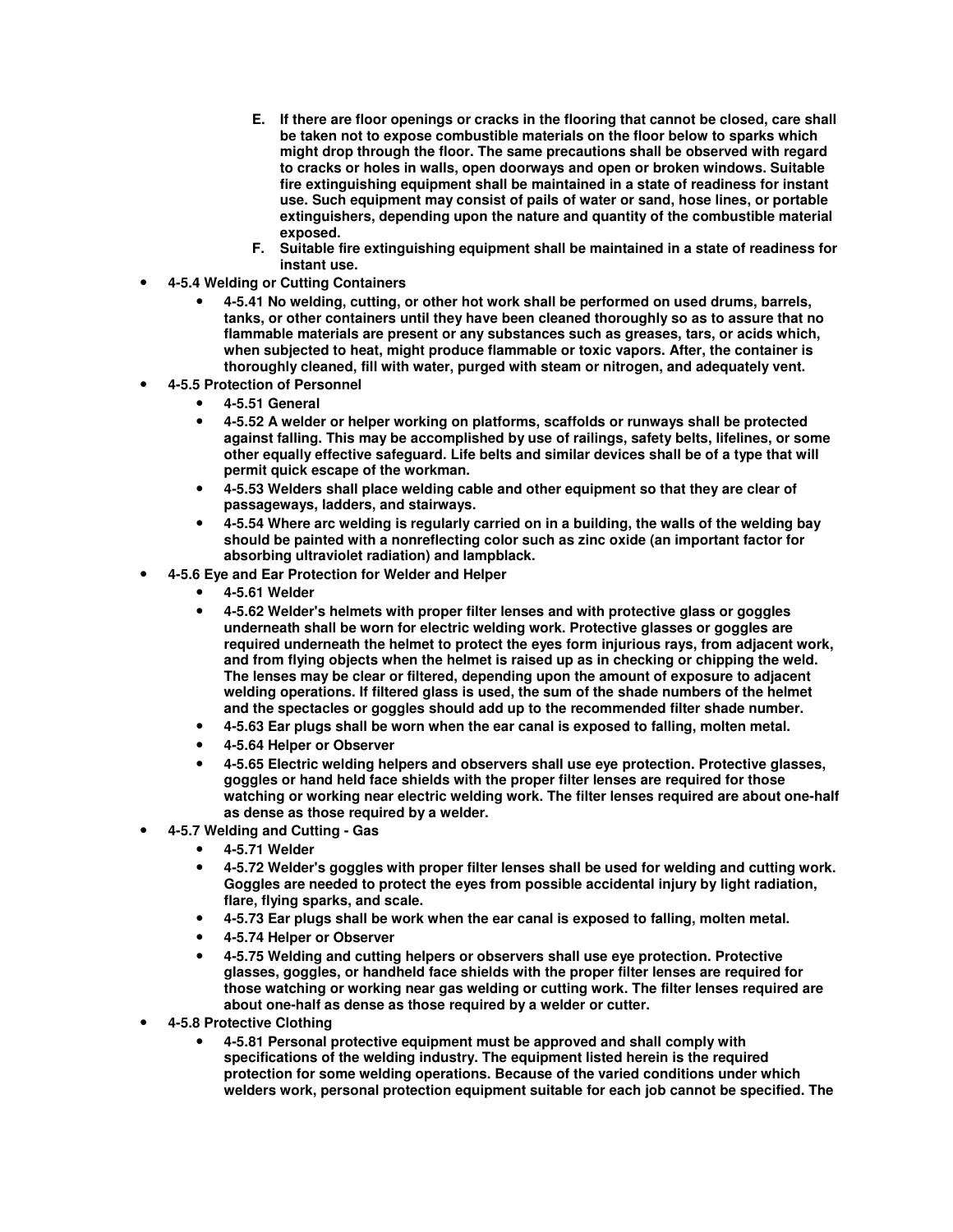E. **If there are floor openings or cracks in the flooring that cannot be closed, care shall be taken not to expose combustible materials on the floor below to sparks which might drop through the floor. The same precautions shall be observed with regard to cracks or holes in walls, open doorways and open or broken windows. Suitable fire extinguishing equipment shall be maintained in a state of readiness for instant use. Such equipment may consist of pails of water or sand, hose lines, or portable extinguishers, depending upon the nature and quantity of the combustible material exposed.**
F. **Suitable fire extinguishing equipment shall be maintained in a state of readiness for instant use.**

- **4-5.4 Welding or Cutting Containers**
    - **4-5.41 No welding, cutting, or other hot work shall be performed on used drums, barrels, tanks, or other containers until they have been cleaned thoroughly so as to assure that no flammable materials are present or any substances such as greases, tars, or acids which, when subjected to heat, might produce flammable or toxic vapors. After, the container is thoroughly cleaned, fill with water, purged with steam or nitrogen, and adequately vent.**
- **4-5.5 Protection of Personnel**
    - **4-5.51 General**
    - **4-5.52 A welder or helper working on platforms, scaffolds or runways shall be protected against falling. This may be accomplished by use of railings, safety belts, lifelines, or some other equally effective safeguard. Life belts and similar devices shall be of a type that will permit quick escape of the workman.**
    - **4-5.53 Welders shall place welding cable and other equipment so that they are clear of passageways, ladders, and stairways.**
    - **4-5.54 Where arc welding is regularly carried on in a building, the walls of the welding bay should be painted with a nonreflecting color such as zinc oxide (an important factor for absorbing ultraviolet radiation) and lampblack.**
- **4-5.6 Eye and Ear Protection for Welder and Helper**
    - **4-5.61 Welder**
    - **4-5.62 Welder's helmets with proper filter lenses and with protective glass or goggles underneath shall be worn for electric welding work. Protective glasses or goggles are required underneath the helmet to protect the eyes form injurious rays, from adjacent work, and from flying objects when the helmet is raised up as in checking or chipping the weld. The lenses may be clear or filtered, depending upon the amount of exposure to adjacent welding operations. If filtered glass is used, the sum of the shade numbers of the helmet and the spectacles or goggles should add up to the recommended filter shade number.**
    - **4-5.63 Ear plugs shall be worn when the ear canal is exposed to falling, molten metal.**
    - **4-5.64 Helper or Observer**
    - **4-5.65 Electric welding helpers and observers shall use eye protection. Protective glasses, goggles or hand held face shields with the proper filter lenses are required for those watching or working near electric welding work. The filter lenses required are about one-half as dense as those required by a welder.**
- **4-5.7 Welding and Cutting - Gas**
    - **4-5.71 Welder**
    - **4-5.72 Welder's goggles with proper filter lenses shall be used for welding and cutting work. Goggles are needed to protect the eyes from possible accidental injury by light radiation, flare, flying sparks, and scale.**
    - **4-5.73 Ear plugs shall be work when the ear canal is exposed to falling, molten metal.**
    - **4-5.74 Helper or Observer**
    - **4-5.75 Welding and cutting helpers or observers shall use eye protection. Protective glasses, goggles, or handheld face shields with the proper filter lenses are required for those watching or working near gas welding or cutting work. The filter lenses required are about one-half as dense as those required by a welder or cutter.**
- **4-5.8 Protective Clothing**
    - **4-5.81 Personal protective equipment must be approved and shall comply with specifications of the welding industry. The equipment listed herein is the required protection for some welding operations. Because of the varied conditions under which welders work, personal protection equipment suitable for each job cannot be specified. The**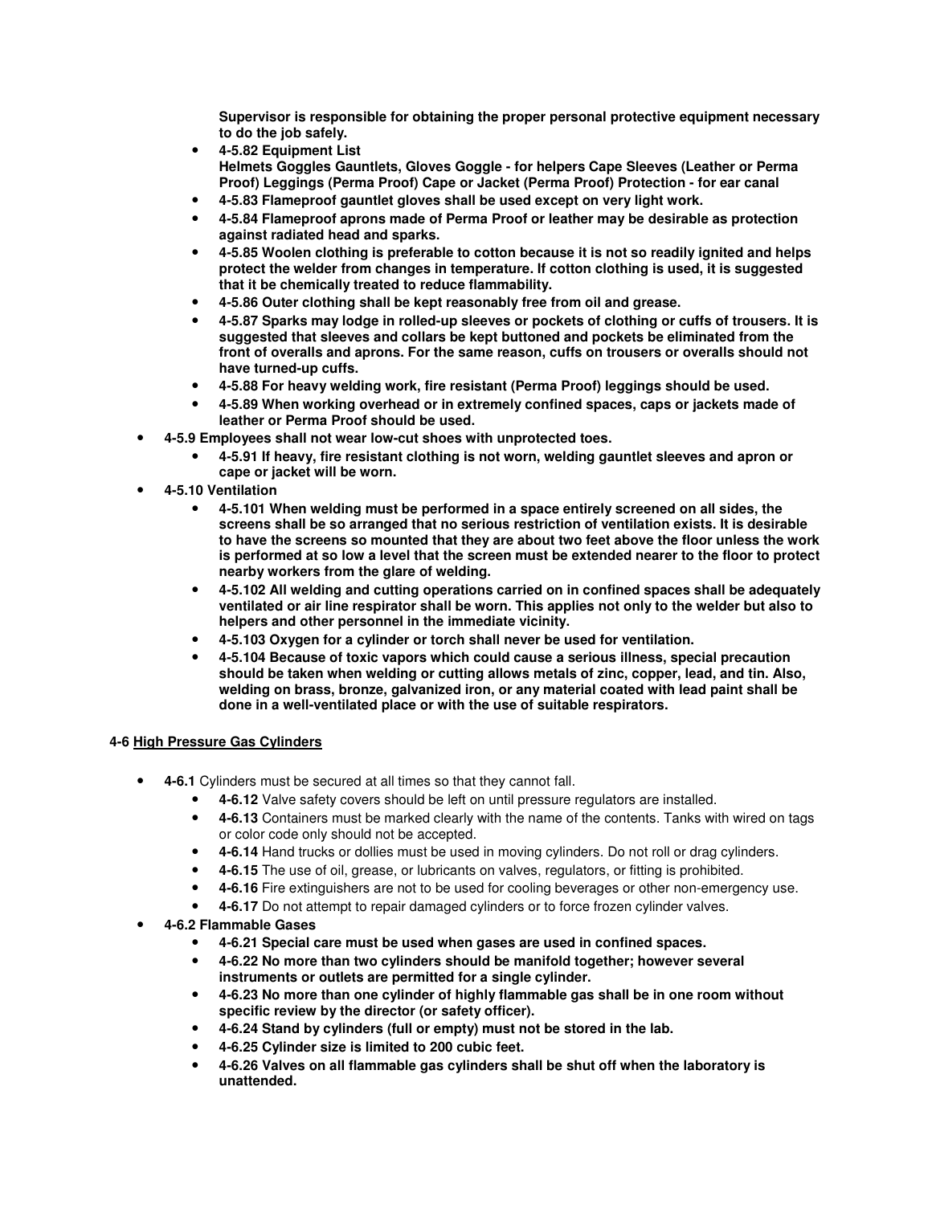**Supervisor is responsible for obtaining the proper personal protective equipment necessary to do the job safely.**

- **4-5.82 Equipment List**
  **Helmets Goggles Gauntlets, Gloves Goggle - for helpers Cape Sleeves (Leather or Perma Proof) Leggings (Perma Proof) Cape or Jacket (Perma Proof) Protection - for ear canal**
- **4-5.83 Flameproof gauntlet gloves shall be used except on very light work.**
- **4-5.84 Flameproof aprons made of Perma Proof or leather may be desirable as protection against radiated head and sparks.**
- **4-5.85 Woolen clothing is preferable to cotton because it is not so readily ignited and helps protect the welder from changes in temperature. If cotton clothing is used, it is suggested that it be chemically treated to reduce flammability.**
- **4-5.86 Outer clothing shall be kept reasonably free from oil and grease.**
- **4-5.87 Sparks may lodge in rolled-up sleeves or pockets of clothing or cuffs of trousers. It is suggested that sleeves and collars be kept buttoned and pockets be eliminated from the front of overalls and aprons. For the same reason, cuffs on trousers or overalls should not have turned-up cuffs.**
- **4-5.88 For heavy welding work, fire resistant (Perma Proof) leggings should be used.**
- **4-5.89 When working overhead or in extremely confined spaces, caps or jackets made of leather or Perma Proof should be used.**

- **4-5.9 Employees shall not wear low-cut shoes with unprotected toes.**
  - **4-5.91 If heavy, fire resistant clothing is not worn, welding gauntlet sleeves and apron or cape or jacket will be worn.**
- **4-5.10 Ventilation**
  - **4-5.101 When welding must be performed in a space entirely screened on all sides, the screens shall be so arranged that no serious restriction of ventilation exists. It is desirable to have the screens so mounted that they are about two feet above the floor unless the work is performed at so low a level that the screen must be extended nearer to the floor to protect nearby workers from the glare of welding.**
  - **4-5.102 All welding and cutting operations carried on in confined spaces shall be adequately ventilated or air line respirator shall be worn. This applies not only to the welder but also to helpers and other personnel in the immediate vicinity.**
  - **4-5.103 Oxygen for a cylinder or torch shall never be used for ventilation.**
  - **4-5.104 Because of toxic vapors which could cause a serious illness, special precaution should be taken when welding or cutting allows metals of zinc, copper, lead, and tin. Also, welding on brass, bronze, galvanized iron, or any material coated with lead paint shall be done in a well-ventilated place or with the use of suitable respirators.**

**4-6 <u>High Pressure Gas Cylinders</u>**

- **4-6.1** Cylinders must be secured at all times so that they cannot fall.
  - **4-6.12** Valve safety covers should be left on until pressure regulators are installed.
  - **4-6.13** Containers must be marked clearly with the name of the contents. Tanks with wired on tags or color code only should not be accepted.
  - **4-6.14** Hand trucks or dollies must be used in moving cylinders. Do not roll or drag cylinders.
  - **4-6.15** The use of oil, grease, or lubricants on valves, regulators, or fitting is prohibited.
  - **4-6.16** Fire extinguishers are not to be used for cooling beverages or other non-emergency use.
  - **4-6.17** Do not attempt to repair damaged cylinders or to force frozen cylinder valves.
- **4-6.2 Flammable Gases**
  - **4-6.21 Special care must be used when gases are used in confined spaces.**
  - **4-6.22 No more than two cylinders should be manifold together; however several instruments or outlets are permitted for a single cylinder.**
  - **4-6.23 No more than one cylinder of highly flammable gas shall be in one room without specific review by the director (or safety officer).**
  - **4-6.24 Stand by cylinders (full or empty) must not be stored in the lab.**
  - **4-6.25 Cylinder size is limited to 200 cubic feet.**
  - **4-6.26 Valves on all flammable gas cylinders shall be shut off when the laboratory is unattended.**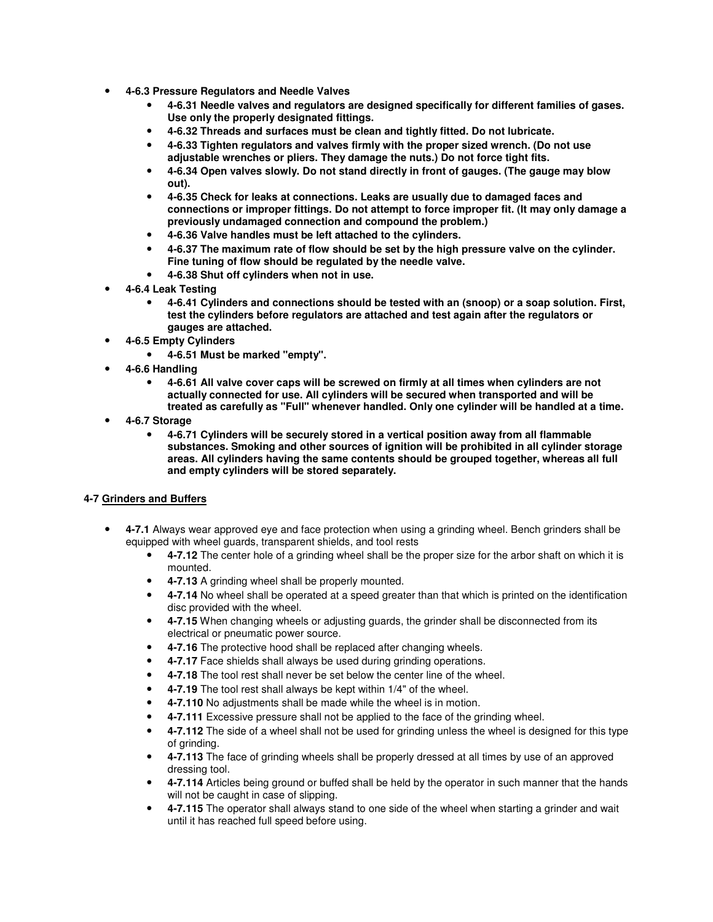- **4-6.3 Pressure Regulators and Needle Valves**
  - **4-6.31 Needle valves and regulators are designed specifically for different families of gases. Use only the properly designated fittings.**
  - **4-6.32 Threads and surfaces must be clean and tightly fitted. Do not lubricate.**
  - **4-6.33 Tighten regulators and valves firmly with the proper sized wrench. (Do not use adjustable wrenches or pliers. They damage the nuts.) Do not force tight fits.**
  - **4-6.34 Open valves slowly. Do not stand directly in front of gauges. (The gauge may blow out).**
  - **4-6.35 Check for leaks at connections. Leaks are usually due to damaged faces and connections or improper fittings. Do not attempt to force improper fit. (It may only damage a previously undamaged connection and compound the problem.)**
  - **4-6.36 Valve handles must be left attached to the cylinders.**
  - **4-6.37 The maximum rate of flow should be set by the high pressure valve on the cylinder. Fine tuning of flow should be regulated by the needle valve.**
  - **4-6.38 Shut off cylinders when not in use.**
- **4-6.4 Leak Testing**
  - **4-6.41 Cylinders and connections should be tested with an (snoop) or a soap solution. First, test the cylinders before regulators are attached and test again after the regulators or gauges are attached.**
- **4-6.5 Empty Cylinders**
  - **4-6.51 Must be marked "empty".**
- **4-6.6 Handling**
  - **4-6.61 All valve cover caps will be screwed on firmly at all times when cylinders are not actually connected for use. All cylinders will be secured when transported and will be treated as carefully as "Full" whenever handled. Only one cylinder will be handled at a time.**
- **4-6.7 Storage**
  - **4-6.71 Cylinders will be securely stored in a vertical position away from all flammable substances. Smoking and other sources of ignition will be prohibited in all cylinder storage areas. All cylinders having the same contents should be grouped together, whereas all full and empty cylinders will be stored separately.**

**4-7 <u>Grinders and Buffers</u>**

- **4-7.1** Always wear approved eye and face protection when using a grinding wheel. Bench grinders shall be equipped with wheel guards, transparent shields, and tool rests
  - **4-7.12** The center hole of a grinding wheel shall be the proper size for the arbor shaft on which it is mounted.
  - **4-7.13** A grinding wheel shall be properly mounted.
  - **4-7.14** No wheel shall be operated at a speed greater than that which is printed on the identification disc provided with the wheel.
  - **4-7.15** When changing wheels or adjusting guards, the grinder shall be disconnected from its electrical or pneumatic power source.
  - **4-7.16** The protective hood shall be replaced after changing wheels.
  - **4-7.17** Face shields shall always be used during grinding operations.
  - **4-7.18** The tool rest shall never be set below the center line of the wheel.
  - **4-7.19** The tool rest shall always be kept within 1/4" of the wheel.
  - **4-7.110** No adjustments shall be made while the wheel is in motion.
  - **4-7.111** Excessive pressure shall not be applied to the face of the grinding wheel.
  - **4-7.112** The side of a wheel shall not be used for grinding unless the wheel is designed for this type of grinding.
  - **4-7.113** The face of grinding wheels shall be properly dressed at all times by use of an approved dressing tool.
  - **4-7.114** Articles being ground or buffed shall be held by the operator in such manner that the hands will not be caught in case of slipping.
  - **4-7.115** The operator shall always stand to one side of the wheel when starting a grinder and wait until it has reached full speed before using.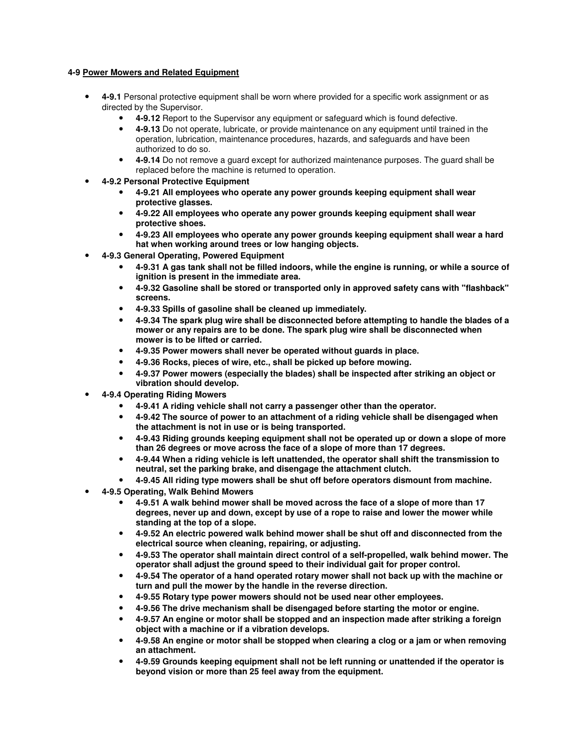**4-9 <u>Power Mowers and Related Equipment</u>**

- **4-9.1** Personal protective equipment shall be worn where provided for a specific work assignment or as directed by the Supervisor.
  - **4-9.12** Report to the Supervisor any equipment or safeguard which is found defective.
  - **4-9.13** Do not operate, lubricate, or provide maintenance on any equipment until trained in the operation, lubrication, maintenance procedures, hazards, and safeguards and have been authorized to do so.
  - **4-9.14** Do not remove a guard except for authorized maintenance purposes. The guard shall be replaced before the machine is returned to operation.
- **4-9.2 Personal Protective Equipment**
  - **4-9.21 All employees who operate any power grounds keeping equipment shall wear protective glasses.**
  - **4-9.22 All employees who operate any power grounds keeping equipment shall wear protective shoes.**
  - **4-9.23 All employees who operate any power grounds keeping equipment shall wear a hard hat when working around trees or low hanging objects.**
- **4-9.3 General Operating, Powered Equipment**
  - **4-9.31 A gas tank shall not be filled indoors, while the engine is running, or while a source of ignition is present in the immediate area.**
  - **4-9.32 Gasoline shall be stored or transported only in approved safety cans with "flashback" screens.**
  - **4-9.33 Spills of gasoline shall be cleaned up immediately.**
  - **4-9.34 The spark plug wire shall be disconnected before attempting to handle the blades of a mower or any repairs are to be done. The spark plug wire shall be disconnected when mower is to be lifted or carried.**
  - **4-9.35 Power mowers shall never be operated without guards in place.**
  - **4-9.36 Rocks, pieces of wire, etc., shall be picked up before mowing.**
  - **4-9.37 Power mowers (especially the blades) shall be inspected after striking an object or vibration should develop.**
- **4-9.4 Operating Riding Mowers**
  - **4-9.41 A riding vehicle shall not carry a passenger other than the operator.**
  - **4-9.42 The source of power to an attachment of a riding vehicle shall be disengaged when the attachment is not in use or is being transported.**
  - **4-9.43 Riding grounds keeping equipment shall not be operated up or down a slope of more than 26 degrees or move across the face of a slope of more than 17 degrees.**
  - **4-9.44 When a riding vehicle is left unattended, the operator shall shift the transmission to neutral, set the parking brake, and disengage the attachment clutch.**
  - **4-9.45 All riding type mowers shall be shut off before operators dismount from machine.**
- **4-9.5 Operating, Walk Behind Mowers**
  - **4-9.51 A walk behind mower shall be moved across the face of a slope of more than 17 degrees, never up and down, except by use of a rope to raise and lower the mower while standing at the top of a slope.**
  - **4-9.52 An electric powered walk behind mower shall be shut off and disconnected from the electrical source when cleaning, repairing, or adjusting.**
  - **4-9.53 The operator shall maintain direct control of a self-propelled, walk behind mower. The operator shall adjust the ground speed to their individual gait for proper control.**
  - **4-9.54 The operator of a hand operated rotary mower shall not back up with the machine or turn and pull the mower by the handle in the reverse direction.**
  - **4-9.55 Rotary type power mowers should not be used near other employees.**
  - **4-9.56 The drive mechanism shall be disengaged before starting the motor or engine.**
  - **4-9.57 An engine or motor shall be stopped and an inspection made after striking a foreign object with a machine or if a vibration develops.**
  - **4-9.58 An engine or motor shall be stopped when clearing a clog or a jam or when removing an attachment.**
  - **4-9.59 Grounds keeping equipment shall not be left running or unattended if the operator is beyond vision or more than 25 feel away from the equipment.**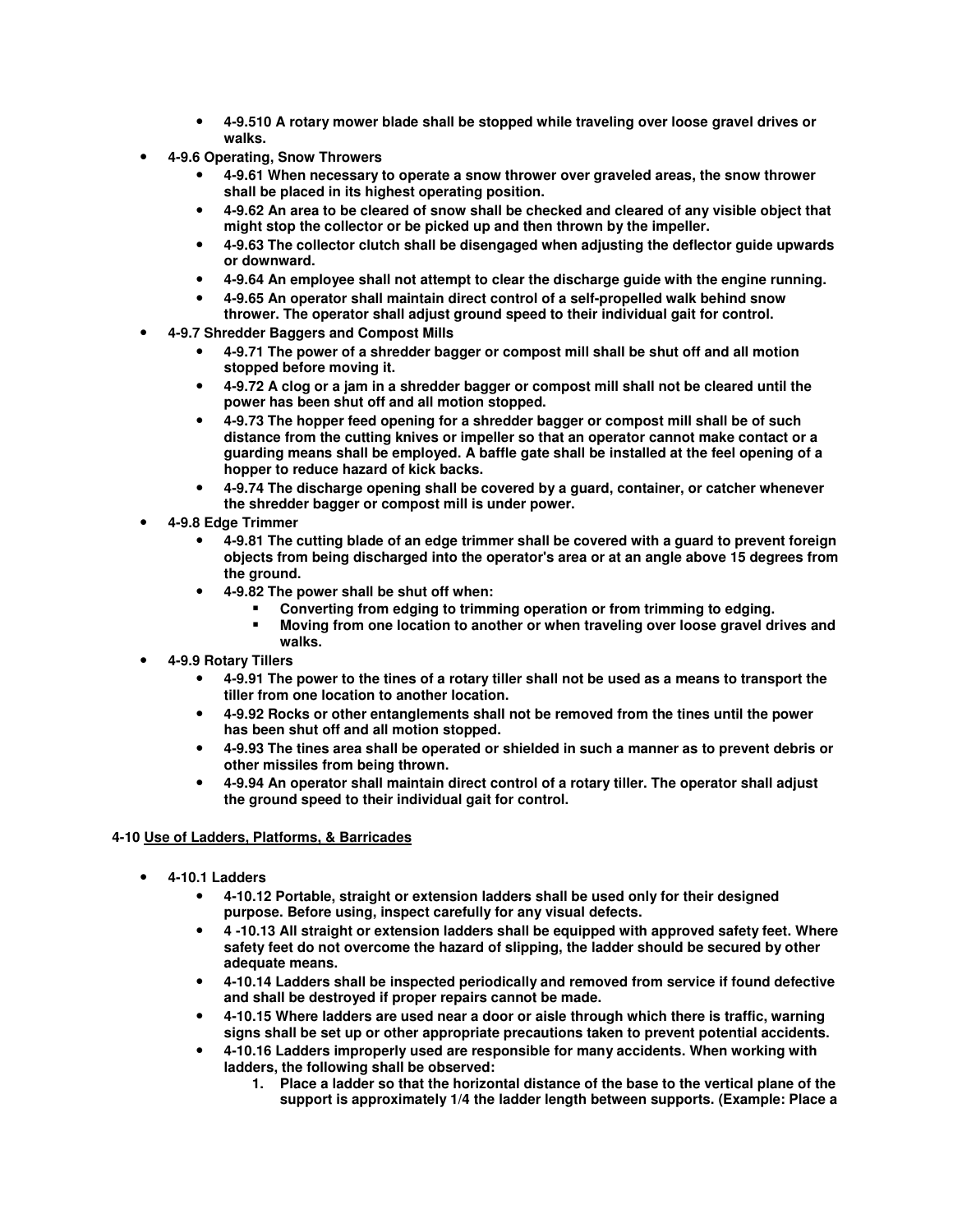- **4-9.510 A rotary mower blade shall be stopped while traveling over loose gravel drives or walks.**
- **4-9.6 Operating, Snow Throwers**
  - **4-9.61 When necessary to operate a snow thrower over graveled areas, the snow thrower shall be placed in its highest operating position.**
  - **4-9.62 An area to be cleared of snow shall be checked and cleared of any visible object that might stop the collector or be picked up and then thrown by the impeller.**
  - **4-9.63 The collector clutch shall be disengaged when adjusting the deflector guide upwards or downward.**
  - **4-9.64 An employee shall not attempt to clear the discharge guide with the engine running.**
  - **4-9.65 An operator shall maintain direct control of a self-propelled walk behind snow thrower. The operator shall adjust ground speed to their individual gait for control.**
- **4-9.7 Shredder Baggers and Compost Mills**
  - **4-9.71 The power of a shredder bagger or compost mill shall be shut off and all motion stopped before moving it.**
  - **4-9.72 A clog or a jam in a shredder bagger or compost mill shall not be cleared until the power has been shut off and all motion stopped.**
  - **4-9.73 The hopper feed opening for a shredder bagger or compost mill shall be of such distance from the cutting knives or impeller so that an operator cannot make contact or a guarding means shall be employed. A baffle gate shall be installed at the feel opening of a hopper to reduce hazard of kick backs.**
  - **4-9.74 The discharge opening shall be covered by a guard, container, or catcher whenever the shredder bagger or compost mill is under power.**
- **4-9.8 Edge Trimmer**
  - **4-9.81 The cutting blade of an edge trimmer shall be covered with a guard to prevent foreign objects from being discharged into the operator's area or at an angle above 15 degrees from the ground.**
  - **4-9.82 The power shall be shut off when:**
    - **Converting from edging to trimming operation or from trimming to edging.**
    - **Moving from one location to another or when traveling over loose gravel drives and walks.**
- **4-9.9 Rotary Tillers**
  - **4-9.91 The power to the tines of a rotary tiller shall not be used as a means to transport the tiller from one location to another location.**
  - **4-9.92 Rocks or other entanglements shall not be removed from the tines until the power has been shut off and all motion stopped.**
  - **4-9.93 The tines area shall be operated or shielded in such a manner as to prevent debris or other missiles from being thrown.**
  - **4-9.94 An operator shall maintain direct control of a rotary tiller. The operator shall adjust the ground speed to their individual gait for control.**

**4-10 <u>Use of Ladders, Platforms, & Barricades</u>**

- **4-10.1 Ladders**
  - **4-10.12 Portable, straight or extension ladders shall be used only for their designed purpose. Before using, inspect carefully for any visual defects.**
  - **4 -10.13 All straight or extension ladders shall be equipped with approved safety feet. Where safety feet do not overcome the hazard of slipping, the ladder should be secured by other adequate means.**
  - **4-10.14 Ladders shall be inspected periodically and removed from service if found defective and shall be destroyed if proper repairs cannot be made.**
  - **4-10.15 Where ladders are used near a door or aisle through which there is traffic, warning signs shall be set up or other appropriate precautions taken to prevent potential accidents.**
  - **4-10.16 Ladders improperly used are responsible for many accidents. When working with ladders, the following shall be observed:**
    1. **Place a ladder so that the horizontal distance of the base to the vertical plane of the support is approximately 1/4 the ladder length between supports. (Example: Place a**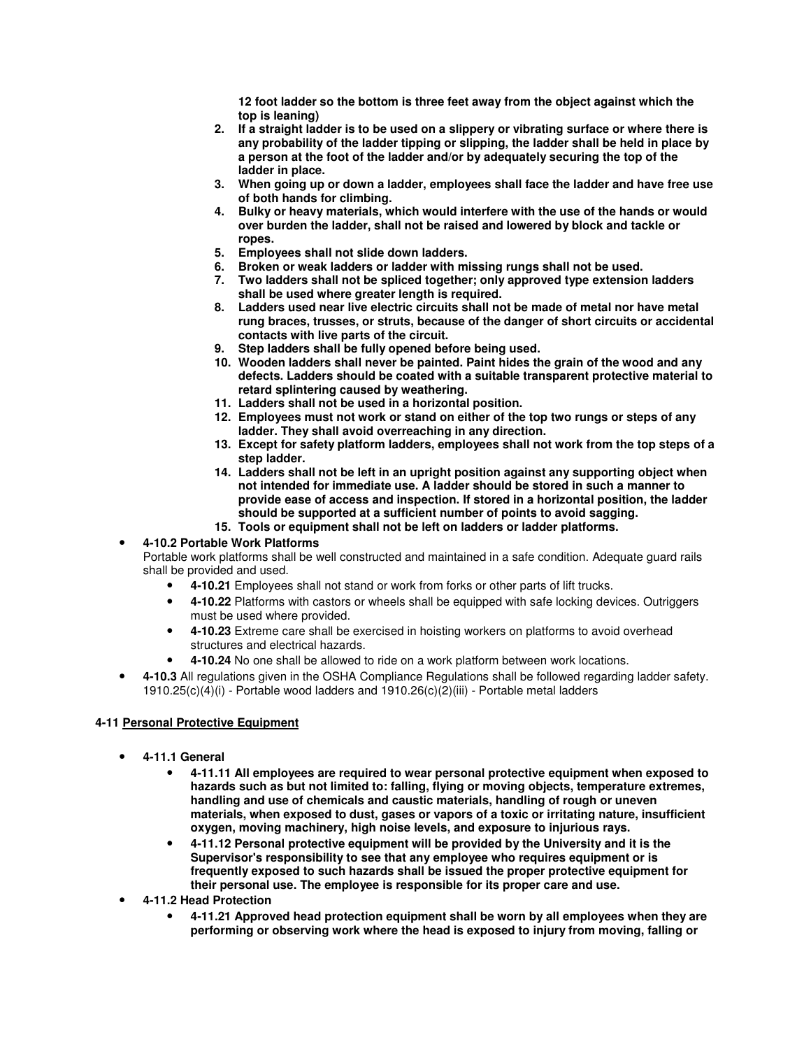**12 foot ladder so the bottom is three feet away from the object against which the top is leaning)**

2. **If a straight ladder is to be used on a slippery or vibrating surface or where there is any probability of the ladder tipping or slipping, the ladder shall be held in place by a person at the foot of the ladder and/or by adequately securing the top of the ladder in place.**
3. **When going up or down a ladder, employees shall face the ladder and have free use of both hands for climbing.**
4. **Bulky or heavy materials, which would interfere with the use of the hands or would over burden the ladder, shall not be raised and lowered by block and tackle or ropes.**
5. **Employees shall not slide down ladders.**
6. **Broken or weak ladders or ladder with missing rungs shall not be used.**
7. **Two ladders shall not be spliced together; only approved type extension ladders shall be used where greater length is required.**
8. **Ladders used near live electric circuits shall not be made of metal nor have metal rung braces, trusses, or struts, because of the danger of short circuits or accidental contacts with live parts of the circuit.**
9. **Step ladders shall be fully opened before being used.**
10. **Wooden ladders shall never be painted. Paint hides the grain of the wood and any defects. Ladders should be coated with a suitable transparent protective material to retard splintering caused by weathering.**
11. **Ladders shall not be used in a horizontal position.**
12. **Employees must not work or stand on either of the top two rungs or steps of any ladder. They shall avoid overreaching in any direction.**
13. **Except for safety platform ladders, employees shall not work from the top steps of a step ladder.**
14. **Ladders shall not be left in an upright position against any supporting object when not intended for immediate use. A ladder should be stored in such a manner to provide ease of access and inspection. If stored in a horizontal position, the ladder should be supported at a sufficient number of points to avoid sagging.**
15. **Tools or equipment shall not be left on ladders or ladder platforms.**

- **4-10.2 Portable Work Platforms**
  Portable work platforms shall be well constructed and maintained in a safe condition. Adequate guard rails shall be provided and used.
  - **4-10.21** Employees shall not stand or work from forks or other parts of lift trucks.
  - **4-10.22** Platforms with castors or wheels shall be equipped with safe locking devices. Outriggers must be used where provided.
  - **4-10.23** Extreme care shall be exercised in hoisting workers on platforms to avoid overhead structures and electrical hazards.
  - **4-10.24** No one shall be allowed to ride on a work platform between work locations.
- **4-10.3** All regulations given in the OSHA Compliance Regulations shall be followed regarding ladder safety. 1910.25(c)(4)(i) - Portable wood ladders and 1910.26(c)(2)(iii) - Portable metal ladders

**4-11 Personal Protective Equipment**

- **4-11.1 General**
  - **4-11.11 All employees are required to wear personal protective equipment when exposed to hazards such as but not limited to: falling, flying or moving objects, temperature extremes, handling and use of chemicals and caustic materials, handling of rough or uneven materials, when exposed to dust, gases or vapors of a toxic or irritating nature, insufficient oxygen, moving machinery, high noise levels, and exposure to injurious rays.**
  - **4-11.12 Personal protective equipment will be provided by the University and it is the Supervisor's responsibility to see that any employee who requires equipment or is frequently exposed to such hazards shall be issued the proper protective equipment for their personal use. The employee is responsible for its proper care and use.**
- **4-11.2 Head Protection**
  - **4-11.21 Approved head protection equipment shall be worn by all employees when they are performing or observing work where the head is exposed to injury from moving, falling or**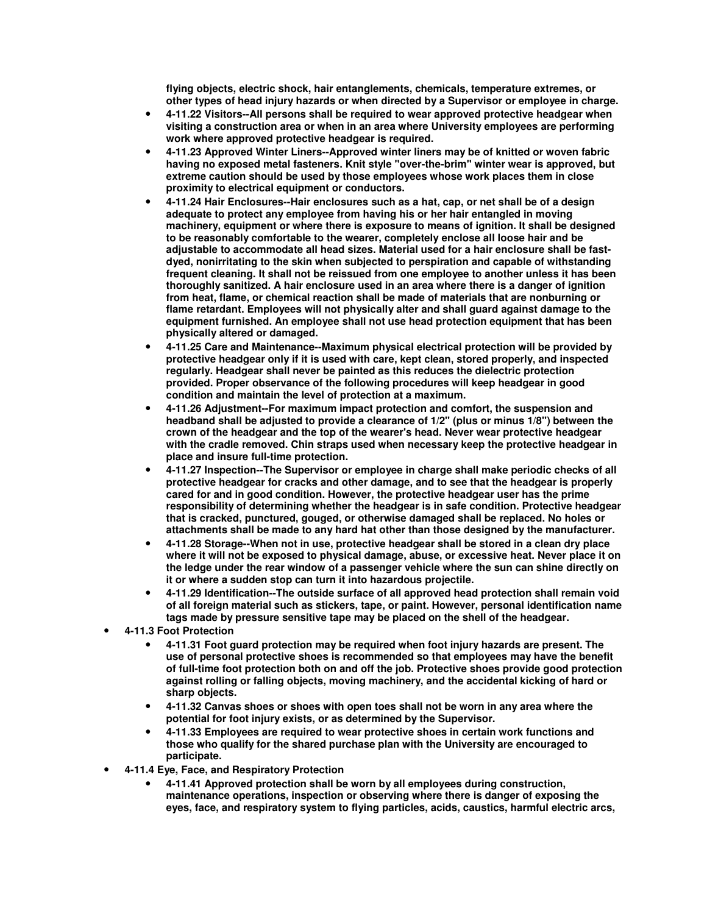**flying objects, electric shock, hair entanglements, chemicals, temperature extremes, or other types of head injury hazards or when directed by a Supervisor or employee in charge.**

- **4-11.22 Visitors--All persons shall be required to wear approved protective headgear when visiting a construction area or when in an area where University employees are performing work where approved protective headgear is required.**
- **4-11.23 Approved Winter Liners--Approved winter liners may be of knitted or woven fabric having no exposed metal fasteners. Knit style "over-the-brim" winter wear is approved, but extreme caution should be used by those employees whose work places them in close proximity to electrical equipment or conductors.**
- **4-11.24 Hair Enclosures--Hair enclosures such as a hat, cap, or net shall be of a design adequate to protect any employee from having his or her hair entangled in moving machinery, equipment or where there is exposure to means of ignition. It shall be designed to be reasonably comfortable to the wearer, completely enclose all loose hair and be adjustable to accommodate all head sizes. Material used for a hair enclosure shall be fast-dyed, nonirritating to the skin when subjected to perspiration and capable of withstanding frequent cleaning. It shall not be reissued from one employee to another unless it has been thoroughly sanitized. A hair enclosure used in an area where there is a danger of ignition from heat, flame, or chemical reaction shall be made of materials that are nonburning or flame retardant. Employees will not physically alter and shall guard against damage to the equipment furnished. An employee shall not use head protection equipment that has been physically altered or damaged.**
- **4-11.25 Care and Maintenance--Maximum physical electrical protection will be provided by protective headgear only if it is used with care, kept clean, stored properly, and inspected regularly. Headgear shall never be painted as this reduces the dielectric protection provided. Proper observance of the following procedures will keep headgear in good condition and maintain the level of protection at a maximum.**
- **4-11.26 Adjustment--For maximum impact protection and comfort, the suspension and headband shall be adjusted to provide a clearance of 1/2" (plus or minus 1/8") between the crown of the headgear and the top of the wearer's head. Never wear protective headgear with the cradle removed. Chin straps used when necessary keep the protective headgear in place and insure full-time protection.**
- **4-11.27 Inspection--The Supervisor or employee in charge shall make periodic checks of all protective headgear for cracks and other damage, and to see that the headgear is properly cared for and in good condition. However, the protective headgear user has the prime responsibility of determining whether the headgear is in safe condition. Protective headgear that is cracked, punctured, gouged, or otherwise damaged shall be replaced. No holes or attachments shall be made to any hard hat other than those designed by the manufacturer.**
- **4-11.28 Storage--When not in use, protective headgear shall be stored in a clean dry place where it will not be exposed to physical damage, abuse, or excessive heat. Never place it on the ledge under the rear window of a passenger vehicle where the sun can shine directly on it or where a sudden stop can turn it into hazardous projectile.**
- **4-11.29 Identification--The outside surface of all approved head protection shall remain void of all foreign material such as stickers, tape, or paint. However, personal identification name tags made by pressure sensitive tape may be placed on the shell of the headgear.**

- **4-11.3 Foot Protection**
  - **4-11.31 Foot guard protection may be required when foot injury hazards are present. The use of personal protective shoes is recommended so that employees may have the benefit of full-time foot protection both on and off the job. Protective shoes provide good protection against rolling or falling objects, moving machinery, and the accidental kicking of hard or sharp objects.**
  - **4-11.32 Canvas shoes or shoes with open toes shall not be worn in any area where the potential for foot injury exists, or as determined by the Supervisor.**
  - **4-11.33 Employees are required to wear protective shoes in certain work functions and those who qualify for the shared purchase plan with the University are encouraged to participate.**
- **4-11.4 Eye, Face, and Respiratory Protection**
  - **4-11.41 Approved protection shall be worn by all employees during construction, maintenance operations, inspection or observing where there is danger of exposing the eyes, face, and respiratory system to flying particles, acids, caustics, harmful electric arcs,**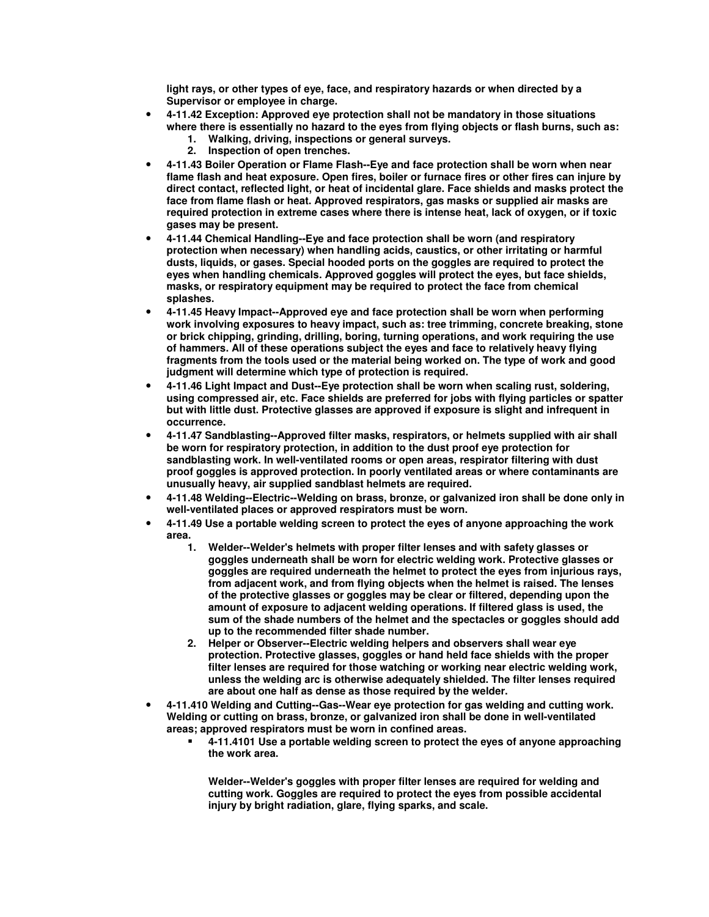**light rays, or other types of eye, face, and respiratory hazards or when directed by a Supervisor or employee in charge.**

- **4-11.42 Exception: Approved eye protection shall not be mandatory in those situations where there is essentially no hazard to the eyes from flying objects or flash burns, such as:**
    1. **Walking, driving, inspections or general surveys.**
    2. **Inspection of open trenches.**
- **4-11.43 Boiler Operation or Flame Flash--Eye and face protection shall be worn when near flame flash and heat exposure. Open fires, boiler or furnace fires or other fires can injure by direct contact, reflected light, or heat of incidental glare. Face shields and masks protect the face from flame flash or heat. Approved respirators, gas masks or supplied air masks are required protection in extreme cases where there is intense heat, lack of oxygen, or if toxic gases may be present.**
- **4-11.44 Chemical Handling--Eye and face protection shall be worn (and respiratory protection when necessary) when handling acids, caustics, or other irritating or harmful dusts, liquids, or gases. Special hooded ports on the goggles are required to protect the eyes when handling chemicals. Approved goggles will protect the eyes, but face shields, masks, or respiratory equipment may be required to protect the face from chemical splashes.**
- **4-11.45 Heavy Impact--Approved eye and face protection shall be worn when performing work involving exposures to heavy impact, such as: tree trimming, concrete breaking, stone or brick chipping, grinding, drilling, boring, turning operations, and work requiring the use of hammers. All of these operations subject the eyes and face to relatively heavy flying fragments from the tools used or the material being worked on. The type of work and good judgment will determine which type of protection is required.**
- **4-11.46 Light Impact and Dust--Eye protection shall be worn when scaling rust, soldering, using compressed air, etc. Face shields are preferred for jobs with flying particles or spatter but with little dust. Protective glasses are approved if exposure is slight and infrequent in occurrence.**
- **4-11.47 Sandblasting--Approved filter masks, respirators, or helmets supplied with air shall be worn for respiratory protection, in addition to the dust proof eye protection for sandblasting work. In well-ventilated rooms or open areas, respirator filtering with dust proof goggles is approved protection. In poorly ventilated areas or where contaminants are unusually heavy, air supplied sandblast helmets are required.**
- **4-11.48 Welding--Electric--Welding on brass, bronze, or galvanized iron shall be done only in well-ventilated places or approved respirators must be worn.**
- **4-11.49 Use a portable welding screen to protect the eyes of anyone approaching the work area.**
    1. **Welder--Welder's helmets with proper filter lenses and with safety glasses or goggles underneath shall be worn for electric welding work. Protective glasses or goggles are required underneath the helmet to protect the eyes from injurious rays, from adjacent work, and from flying objects when the helmet is raised. The lenses of the protective glasses or goggles may be clear or filtered, depending upon the amount of exposure to adjacent welding operations. If filtered glass is used, the sum of the shade numbers of the helmet and the spectacles or goggles should add up to the recommended filter shade number.**
    2. **Helper or Observer--Electric welding helpers and observers shall wear eye protection. Protective glasses, goggles or hand held face shields with the proper filter lenses are required for those watching or working near electric welding work, unless the welding arc is otherwise adequately shielded. The filter lenses required are about one half as dense as those required by the welder.**
- **4-11.410 Welding and Cutting--Gas--Wear eye protection for gas welding and cutting work. Welding or cutting on brass, bronze, or galvanized iron shall be done in well-ventilated areas; approved respirators must be worn in confined areas.**
    - **4-11.4101 Use a portable welding screen to protect the eyes of anyone approaching the work area.**

      **Welder--Welder's goggles with proper filter lenses are required for welding and cutting work. Goggles are required to protect the eyes from possible accidental injury by bright radiation, glare, flying sparks, and scale.**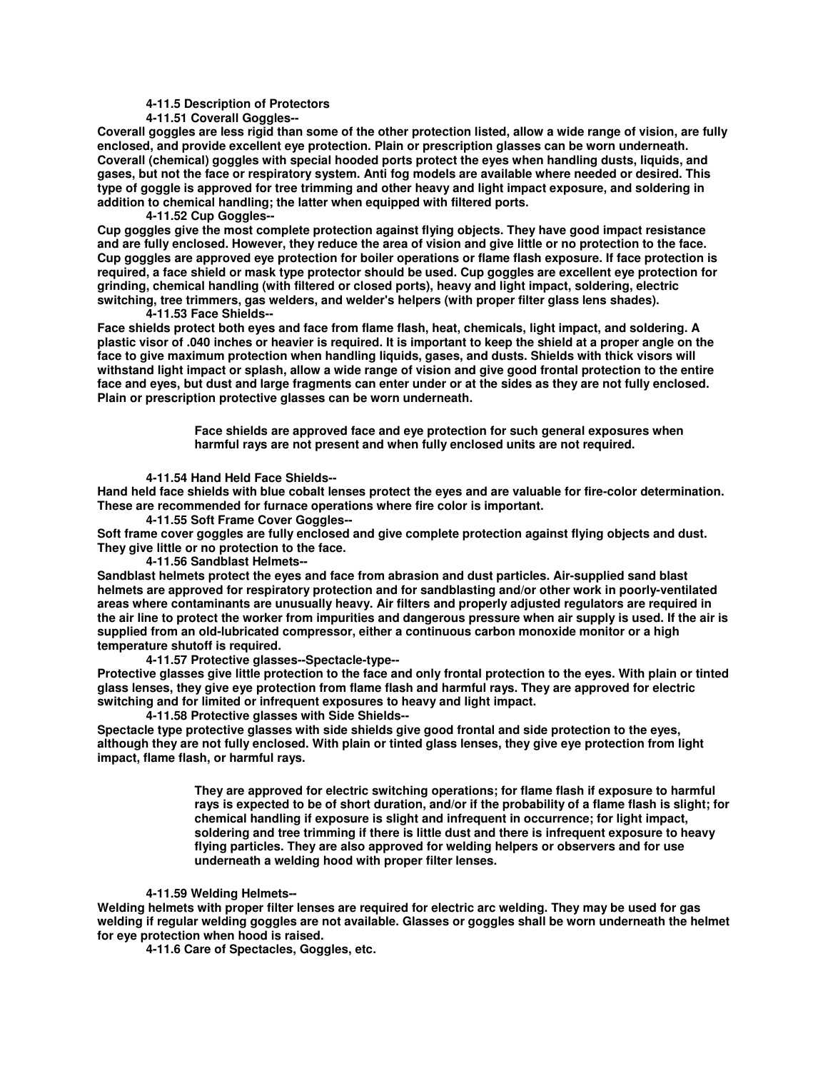#### 4-11.5 Description of Protectors

##### 4-11.51 Coverall Goggles--

Coverall goggles are less rigid than some of the other protection listed, allow a wide range of vision, are fully enclosed, and provide excellent eye protection. Plain or prescription glasses can be worn underneath. Coverall (chemical) goggles with special hooded ports protect the eyes when handling dusts, liquids, and gases, but not the face or respiratory system. Anti fog models are available where needed or desired. This type of goggle is approved for tree trimming and other heavy and light impact exposure, and soldering in addition to chemical handling; the latter when equipped with filtered ports.

##### 4-11.52 Cup Goggles--

Cup goggles give the most complete protection against flying objects. They have good impact resistance and are fully enclosed. However, they reduce the area of vision and give little or no protection to the face. Cup goggles are approved eye protection for boiler operations or flame flash exposure. If face protection is required, a face shield or mask type protector should be used. Cup goggles are excellent eye protection for grinding, chemical handling (with filtered or closed ports), heavy and light impact, soldering, electric switching, tree trimmers, gas welders, and welder's helpers (with proper filter glass lens shades).

##### 4-11.53 Face Shields--

Face shields protect both eyes and face from flame flash, heat, chemicals, light impact, and soldering. A plastic visor of .040 inches or heavier is required. It is important to keep the shield at a proper angle on the face to give maximum protection when handling liquids, gases, and dusts. Shields with thick visors will withstand light impact or splash, allow a wide range of vision and give good frontal protection to the entire face and eyes, but dust and large fragments can enter under or at the sides as they are not fully enclosed. Plain or prescription protective glasses can be worn underneath.

> Face shields are approved face and eye protection for such general exposures when harmful rays are not present and when fully enclosed units are not required.

##### 4-11.54 Hand Held Face Shields--

Hand held face shields with blue cobalt lenses protect the eyes and are valuable for fire-color determination. These are recommended for furnace operations where fire color is important.

##### 4-11.55 Soft Frame Cover Goggles--

Soft frame cover goggles are fully enclosed and give complete protection against flying objects and dust. They give little or no protection to the face.

##### 4-11.56 Sandblast Helmets--

Sandblast helmets protect the eyes and face from abrasion and dust particles. Air-supplied sand blast helmets are approved for respiratory protection and for sandblasting and/or other work in poorly-ventilated areas where contaminants are unusually heavy. Air filters and properly adjusted regulators are required in the air line to protect the worker from impurities and dangerous pressure when air supply is used. If the air is supplied from an old-lubricated compressor, either a continuous carbon monoxide monitor or a high temperature shutoff is required.

##### 4-11.57 Protective glasses--Spectacle-type--

Protective glasses give little protection to the face and only frontal protection to the eyes. With plain or tinted glass lenses, they give eye protection from flame flash and harmful rays. They are approved for electric switching and for limited or infrequent exposures to heavy and light impact.

##### 4-11.58 Protective glasses with Side Shields--

Spectacle type protective glasses with side shields give good frontal and side protection to the eyes, although they are not fully enclosed. With plain or tinted glass lenses, they give eye protection from light impact, flame flash, or harmful rays.

> They are approved for electric switching operations; for flame flash if exposure to harmful rays is expected to be of short duration, and/or if the probability of a flame flash is slight; for chemical handling if exposure is slight and infrequent in occurrence; for light impact, soldering and tree trimming if there is little dust and there is infrequent exposure to heavy flying particles. They are also approved for welding helpers or observers and for use underneath a welding hood with proper filter lenses.

##### 4-11.59 Welding Helmets--

Welding helmets with proper filter lenses are required for electric arc welding. They may be used for gas welding if regular welding goggles are not available. Glasses or goggles shall be worn underneath the helmet for eye protection when hood is raised.

#### 4-11.6 Care of Spectacles, Goggles, etc.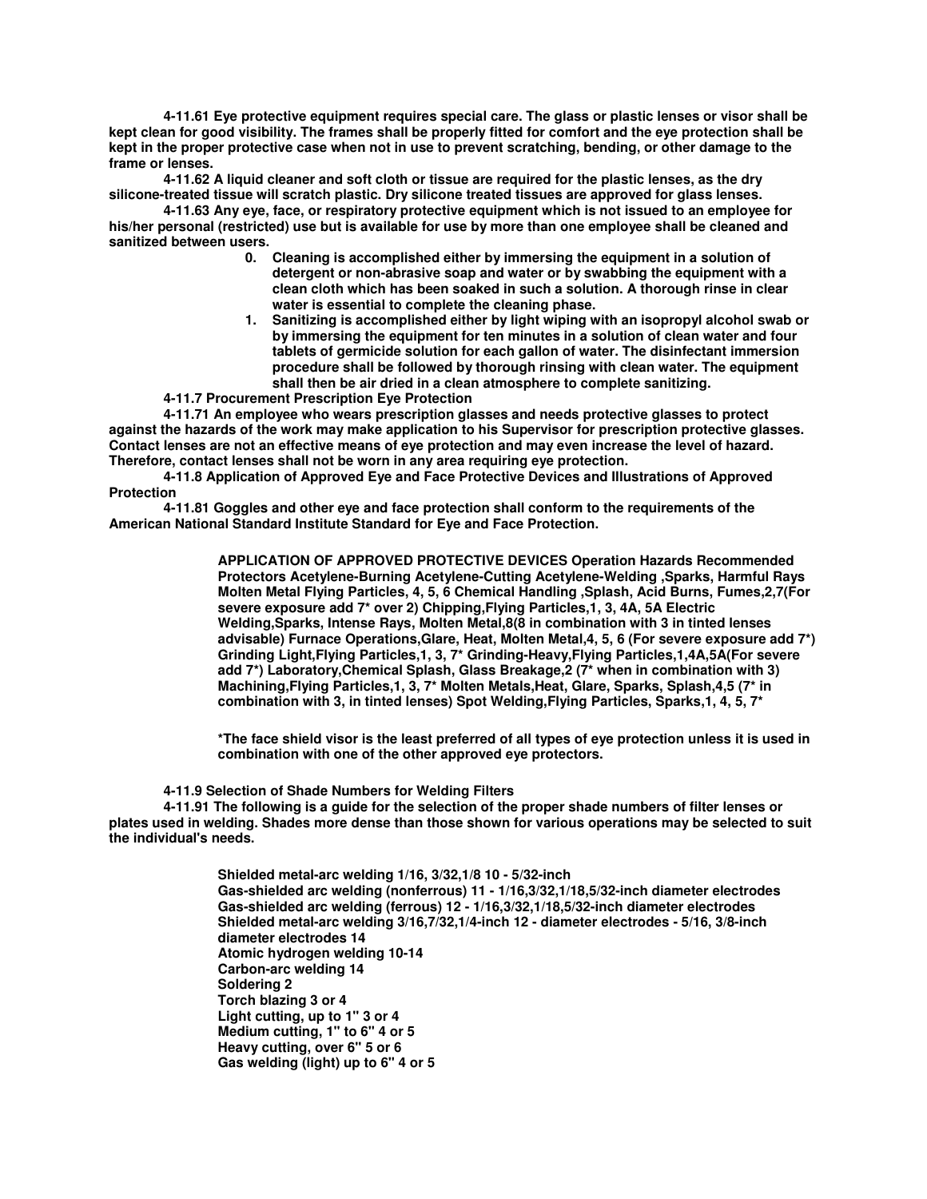**4-11.61 Eye protective equipment requires special care. The glass or plastic lenses or visor shall be kept clean for good visibility. The frames shall be properly fitted for comfort and the eye protection shall be kept in the proper protective case when not in use to prevent scratching, bending, or other damage to the frame or lenses.**

**4-11.62 A liquid cleaner and soft cloth or tissue are required for the plastic lenses, as the dry silicone-treated tissue will scratch plastic. Dry silicone treated tissues are approved for glass lenses.**

**4-11.63 Any eye, face, or respiratory protective equipment which is not issued to an employee for his/her personal (restricted) use but is available for use by more than one employee shall be cleaned and sanitized between users.**

0. **Cleaning is accomplished either by immersing the equipment in a solution of detergent or non-abrasive soap and water or by swabbing the equipment with a clean cloth which has been soaked in such a solution. A thorough rinse in clear water is essential to complete the cleaning phase.**
1. **Sanitizing is accomplished either by light wiping with an isopropyl alcohol swab or by immersing the equipment for ten minutes in a solution of clean water and four tablets of germicide solution for each gallon of water. The disinfectant immersion procedure shall be followed by thorough rinsing with clean water. The equipment shall then be air dried in a clean atmosphere to complete sanitizing.**

**4-11.7 Procurement Prescription Eye Protection**

**4-11.71 An employee who wears prescription glasses and needs protective glasses to protect against the hazards of the work may make application to his Supervisor for prescription protective glasses. Contact lenses are not an effective means of eye protection and may even increase the level of hazard. Therefore, contact lenses shall not be worn in any area requiring eye protection.**

**4-11.8 Application of Approved Eye and Face Protective Devices and Illustrations of Approved Protection**

**4-11.81 Goggles and other eye and face protection shall conform to the requirements of the American National Standard Institute Standard for Eye and Face Protection.**

**APPLICATION OF APPROVED PROTECTIVE DEVICES Operation Hazards Recommended Protectors Acetylene-Burning Acetylene-Cutting Acetylene-Welding ,Sparks, Harmful Rays Molten Metal Flying Particles, 4, 5, 6 Chemical Handling ,Splash, Acid Burns, Fumes,2,7(For severe exposure add 7* over 2) Chipping,Flying Particles,1, 3, 4A, 5A Electric Welding,Sparks, Intense Rays, Molten Metal,8(8 in combination with 3 in tinted lenses advisable) Furnace Operations,Glare, Heat, Molten Metal,4, 5, 6 (For severe exposure add 7*) Grinding Light,Flying Particles,1, 3, 7* Grinding-Heavy,Flying Particles,1,4A,5A(For severe add 7*) Laboratory,Chemical Splash, Glass Breakage,2 (7* when in combination with 3) Machining,Flying Particles,1, 3, 7* Molten Metals,Heat, Glare, Sparks, Splash,4,5 (7* in combination with 3, in tinted lenses) Spot Welding,Flying Particles, Sparks,1, 4, 5, 7***

**\*The face shield visor is the least preferred of all types of eye protection unless it is used in combination with one of the other approved eye protectors.**

**4-11.9 Selection of Shade Numbers for Welding Filters**

**4-11.91 The following is a guide for the selection of the proper shade numbers of filter lenses or plates used in welding. Shades more dense than those shown for various operations may be selected to suit the individual's needs.**

**Shielded metal-arc welding 1/16, 3/32,1/8 10 - 5/32-inch**
**Gas-shielded arc welding (nonferrous) 11 - 1/16,3/32,1/18,5/32-inch diameter electrodes**
**Gas-shielded arc welding (ferrous) 12 - 1/16,3/32,1/18,5/32-inch diameter electrodes**
**Shielded metal-arc welding 3/16,7/32,1/4-inch 12 - diameter electrodes - 5/16, 3/8-inch diameter electrodes 14**
**Atomic hydrogen welding 10-14**
**Carbon-arc welding 14**
**Soldering 2**
**Torch blazing 3 or 4**
**Light cutting, up to 1" 3 or 4**
**Medium cutting, 1" to 6" 4 or 5**
**Heavy cutting, over 6" 5 or 6**
**Gas welding (light) up to 6" 4 or 5**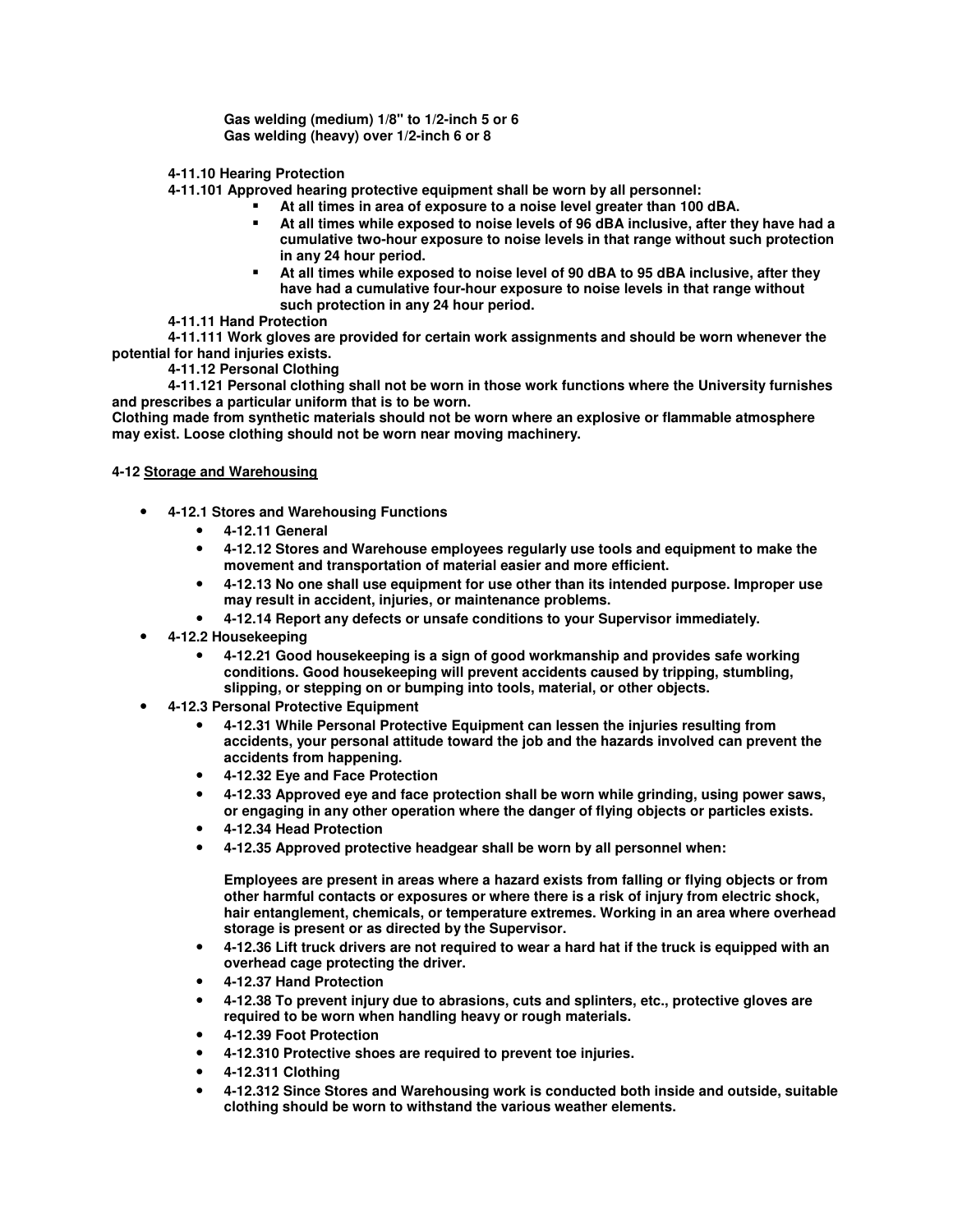**Gas welding (medium) 1/8" to 1/2-inch 5 or 6**
**Gas welding (heavy) over 1/2-inch 6 or 8**

**4-11.10 Hearing Protection**

**4-11.101 Approved hearing protective equipment shall be worn by all personnel:**

- **At all times in area of exposure to a noise level greater than 100 dBA.**
- **At all times while exposed to noise levels of 96 dBA inclusive, after they have had a cumulative two-hour exposure to noise levels in that range without such protection in any 24 hour period.**
- **At all times while exposed to noise level of 90 dBA to 95 dBA inclusive, after they have had a cumulative four-hour exposure to noise levels in that range without such protection in any 24 hour period.**

**4-11.11 Hand Protection**

**4-11.111 Work gloves are provided for certain work assignments and should be worn whenever the potential for hand injuries exists.**

**4-11.12 Personal Clothing**

**4-11.121 Personal clothing shall not be worn in those work functions where the University furnishes and prescribes a particular uniform that is to be worn.**
**Clothing made from synthetic materials should not be worn where an explosive or flammable atmosphere may exist. Loose clothing should not be worn near moving machinery.**

**4-12 Storage and Warehousing**

- **4-12.1 Stores and Warehousing Functions**
  - **4-12.11 General**
  - **4-12.12 Stores and Warehouse employees regularly use tools and equipment to make the movement and transportation of material easier and more efficient.**
  - **4-12.13 No one shall use equipment for use other than its intended purpose. Improper use may result in accident, injuries, or maintenance problems.**
  - **4-12.14 Report any defects or unsafe conditions to your Supervisor immediately.**
- **4-12.2 Housekeeping**
  - **4-12.21 Good housekeeping is a sign of good workmanship and provides safe working conditions. Good housekeeping will prevent accidents caused by tripping, stumbling, slipping, or stepping on or bumping into tools, material, or other objects.**
- **4-12.3 Personal Protective Equipment**
  - **4-12.31 While Personal Protective Equipment can lessen the injuries resulting from accidents, your personal attitude toward the job and the hazards involved can prevent the accidents from happening.**
  - **4-12.32 Eye and Face Protection**
  - **4-12.33 Approved eye and face protection shall be worn while grinding, using power saws, or engaging in any other operation where the danger of flying objects or particles exists.**
  - **4-12.34 Head Protection**
  - **4-12.35 Approved protective headgear shall be worn by all personnel when:**

    **Employees are present in areas where a hazard exists from falling or flying objects or from other harmful contacts or exposures or where there is a risk of injury from electric shock, hair entanglement, chemicals, or temperature extremes. Working in an area where overhead storage is present or as directed by the Supervisor.**
  - **4-12.36 Lift truck drivers are not required to wear a hard hat if the truck is equipped with an overhead cage protecting the driver.**
  - **4-12.37 Hand Protection**
  - **4-12.38 To prevent injury due to abrasions, cuts and splinters, etc., protective gloves are required to be worn when handling heavy or rough materials.**
  - **4-12.39 Foot Protection**
  - **4-12.310 Protective shoes are required to prevent toe injuries.**
  - **4-12.311 Clothing**
  - **4-12.312 Since Stores and Warehousing work is conducted both inside and outside, suitable clothing should be worn to withstand the various weather elements.**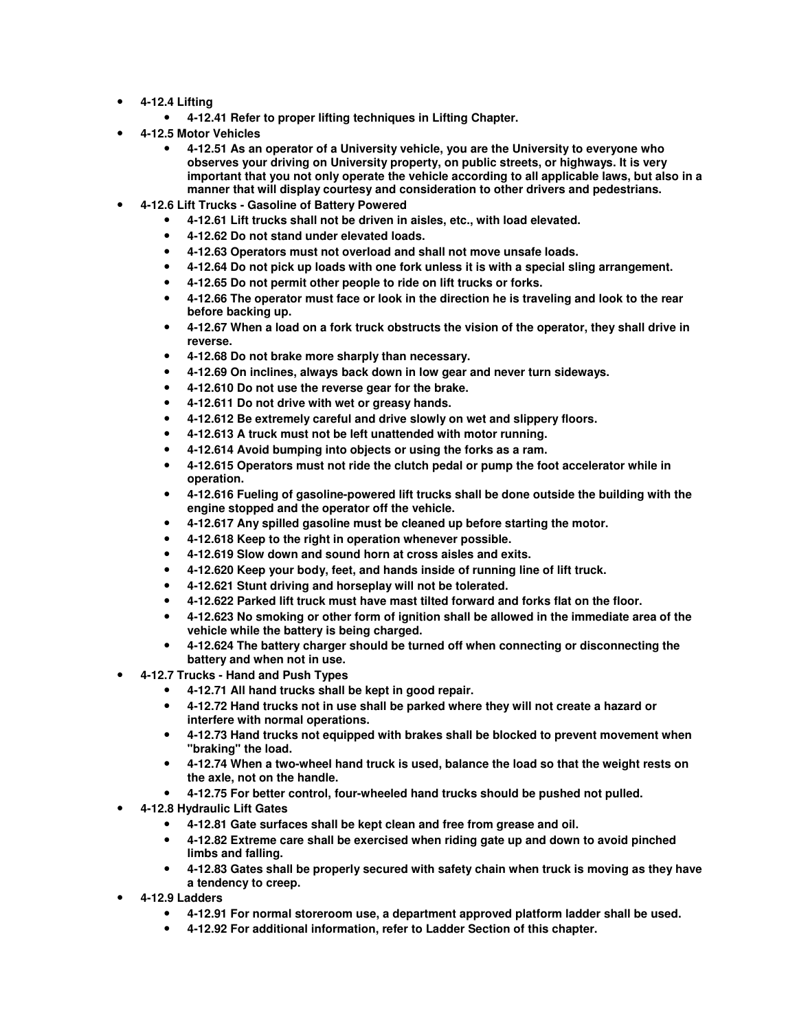- **4-12.4 Lifting**
    - **4-12.41 Refer to proper lifting techniques in Lifting Chapter.**
- **4-12.5 Motor Vehicles**
    - **4-12.51 As an operator of a University vehicle, you are the University to everyone who observes your driving on University property, on public streets, or highways. It is very important that you not only operate the vehicle according to all applicable laws, but also in a manner that will display courtesy and consideration to other drivers and pedestrians.**
- **4-12.6 Lift Trucks - Gasoline of Battery Powered**
    - **4-12.61 Lift trucks shall not be driven in aisles, etc., with load elevated.**
    - **4-12.62 Do not stand under elevated loads.**
    - **4-12.63 Operators must not overload and shall not move unsafe loads.**
    - **4-12.64 Do not pick up loads with one fork unless it is with a special sling arrangement.**
    - **4-12.65 Do not permit other people to ride on lift trucks or forks.**
    - **4-12.66 The operator must face or look in the direction he is traveling and look to the rear before backing up.**
    - **4-12.67 When a load on a fork truck obstructs the vision of the operator, they shall drive in reverse.**
    - **4-12.68 Do not brake more sharply than necessary.**
    - **4-12.69 On inclines, always back down in low gear and never turn sideways.**
    - **4-12.610 Do not use the reverse gear for the brake.**
    - **4-12.611 Do not drive with wet or greasy hands.**
    - **4-12.612 Be extremely careful and drive slowly on wet and slippery floors.**
    - **4-12.613 A truck must not be left unattended with motor running.**
    - **4-12.614 Avoid bumping into objects or using the forks as a ram.**
    - **4-12.615 Operators must not ride the clutch pedal or pump the foot accelerator while in operation.**
    - **4-12.616 Fueling of gasoline-powered lift trucks shall be done outside the building with the engine stopped and the operator off the vehicle.**
    - **4-12.617 Any spilled gasoline must be cleaned up before starting the motor.**
    - **4-12.618 Keep to the right in operation whenever possible.**
    - **4-12.619 Slow down and sound horn at cross aisles and exits.**
    - **4-12.620 Keep your body, feet, and hands inside of running line of lift truck.**
    - **4-12.621 Stunt driving and horseplay will not be tolerated.**
    - **4-12.622 Parked lift truck must have mast tilted forward and forks flat on the floor.**
    - **4-12.623 No smoking or other form of ignition shall be allowed in the immediate area of the vehicle while the battery is being charged.**
    - **4-12.624 The battery charger should be turned off when connecting or disconnecting the battery and when not in use.**
- **4-12.7 Trucks - Hand and Push Types**
    - **4-12.71 All hand trucks shall be kept in good repair.**
    - **4-12.72 Hand trucks not in use shall be parked where they will not create a hazard or interfere with normal operations.**
    - **4-12.73 Hand trucks not equipped with brakes shall be blocked to prevent movement when "braking" the load.**
    - **4-12.74 When a two-wheel hand truck is used, balance the load so that the weight rests on the axle, not on the handle.**
    - **4-12.75 For better control, four-wheeled hand trucks should be pushed not pulled.**
- **4-12.8 Hydraulic Lift Gates**
    - **4-12.81 Gate surfaces shall be kept clean and free from grease and oil.**
    - **4-12.82 Extreme care shall be exercised when riding gate up and down to avoid pinched limbs and falling.**
    - **4-12.83 Gates shall be properly secured with safety chain when truck is moving as they have a tendency to creep.**
- **4-12.9 Ladders**
    - **4-12.91 For normal storeroom use, a department approved platform ladder shall be used.**
    - **4-12.92 For additional information, refer to Ladder Section of this chapter.**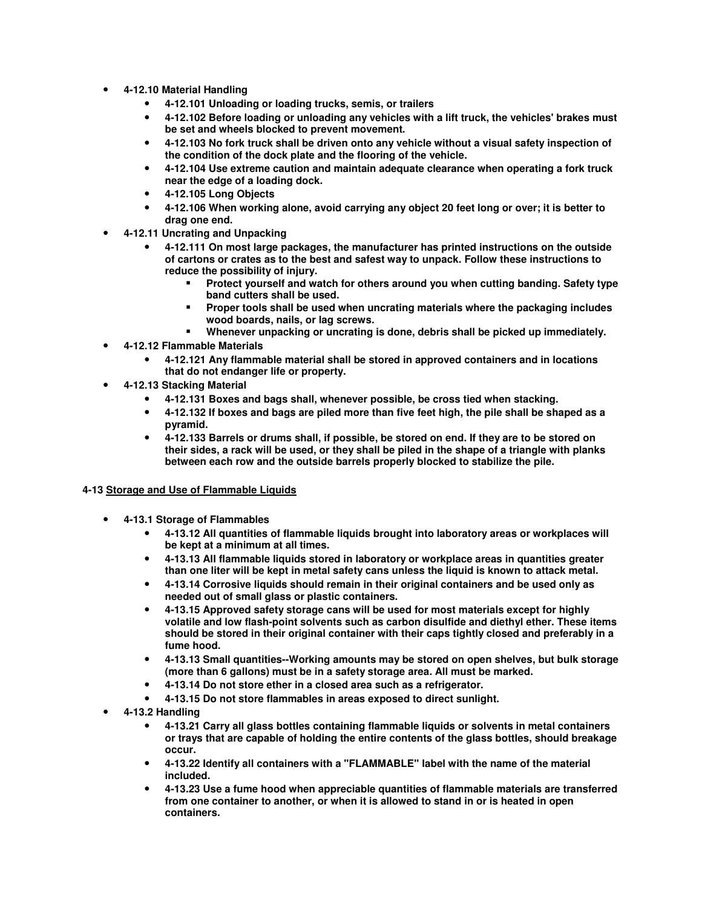- **4-12.10 Material Handling**
  - **4-12.101 Unloading or loading trucks, semis, or trailers**
  - **4-12.102 Before loading or unloading any vehicles with a lift truck, the vehicles' brakes must be set and wheels blocked to prevent movement.**
  - **4-12.103 No fork truck shall be driven onto any vehicle without a visual safety inspection of the condition of the dock plate and the flooring of the vehicle.**
  - **4-12.104 Use extreme caution and maintain adequate clearance when operating a fork truck near the edge of a loading dock.**
  - **4-12.105 Long Objects**
  - **4-12.106 When working alone, avoid carrying any object 20 feet long or over; it is better to drag one end.**
- **4-12.11 Uncrating and Unpacking**
  - **4-12.111 On most large packages, the manufacturer has printed instructions on the outside of cartons or crates as to the best and safest way to unpack. Follow these instructions to reduce the possibility of injury.**
    - **Protect yourself and watch for others around you when cutting banding. Safety type band cutters shall be used.**
    - **Proper tools shall be used when uncrating materials where the packaging includes wood boards, nails, or lag screws.**
    - **Whenever unpacking or uncrating is done, debris shall be picked up immediately.**
- **4-12.12 Flammable Materials**
  - **4-12.121 Any flammable material shall be stored in approved containers and in locations that do not endanger life or property.**
- **4-12.13 Stacking Material**
  - **4-12.131 Boxes and bags shall, whenever possible, be cross tied when stacking.**
  - **4-12.132 If boxes and bags are piled more than five feet high, the pile shall be shaped as a pyramid.**
  - **4-12.133 Barrels or drums shall, if possible, be stored on end. If they are to be stored on their sides, a rack will be used, or they shall be piled in the shape of a triangle with planks between each row and the outside barrels properly blocked to stabilize the pile.**

**4-13 Storage and Use of Flammable Liquids**

- **4-13.1 Storage of Flammables**
  - **4-13.12 All quantities of flammable liquids brought into laboratory areas or workplaces will be kept at a minimum at all times.**
  - **4-13.13 All flammable liquids stored in laboratory or workplace areas in quantities greater than one liter will be kept in metal safety cans unless the liquid is known to attack metal.**
  - **4-13.14 Corrosive liquids should remain in their original containers and be used only as needed out of small glass or plastic containers.**
  - **4-13.15 Approved safety storage cans will be used for most materials except for highly volatile and low flash-point solvents such as carbon disulfide and diethyl ether. These items should be stored in their original container with their caps tightly closed and preferably in a fume hood.**
  - **4-13.13 Small quantities--Working amounts may be stored on open shelves, but bulk storage (more than 6 gallons) must be in a safety storage area. All must be marked.**
  - **4-13.14 Do not store ether in a closed area such as a refrigerator.**
  - **4-13.15 Do not store flammables in areas exposed to direct sunlight.**
- **4-13.2 Handling**
  - **4-13.21 Carry all glass bottles containing flammable liquids or solvents in metal containers or trays that are capable of holding the entire contents of the glass bottles, should breakage occur.**
  - **4-13.22 Identify all containers with a "FLAMMABLE" label with the name of the material included.**
  - **4-13.23 Use a fume hood when appreciable quantities of flammable materials are transferred from one container to another, or when it is allowed to stand in or is heated in open containers.**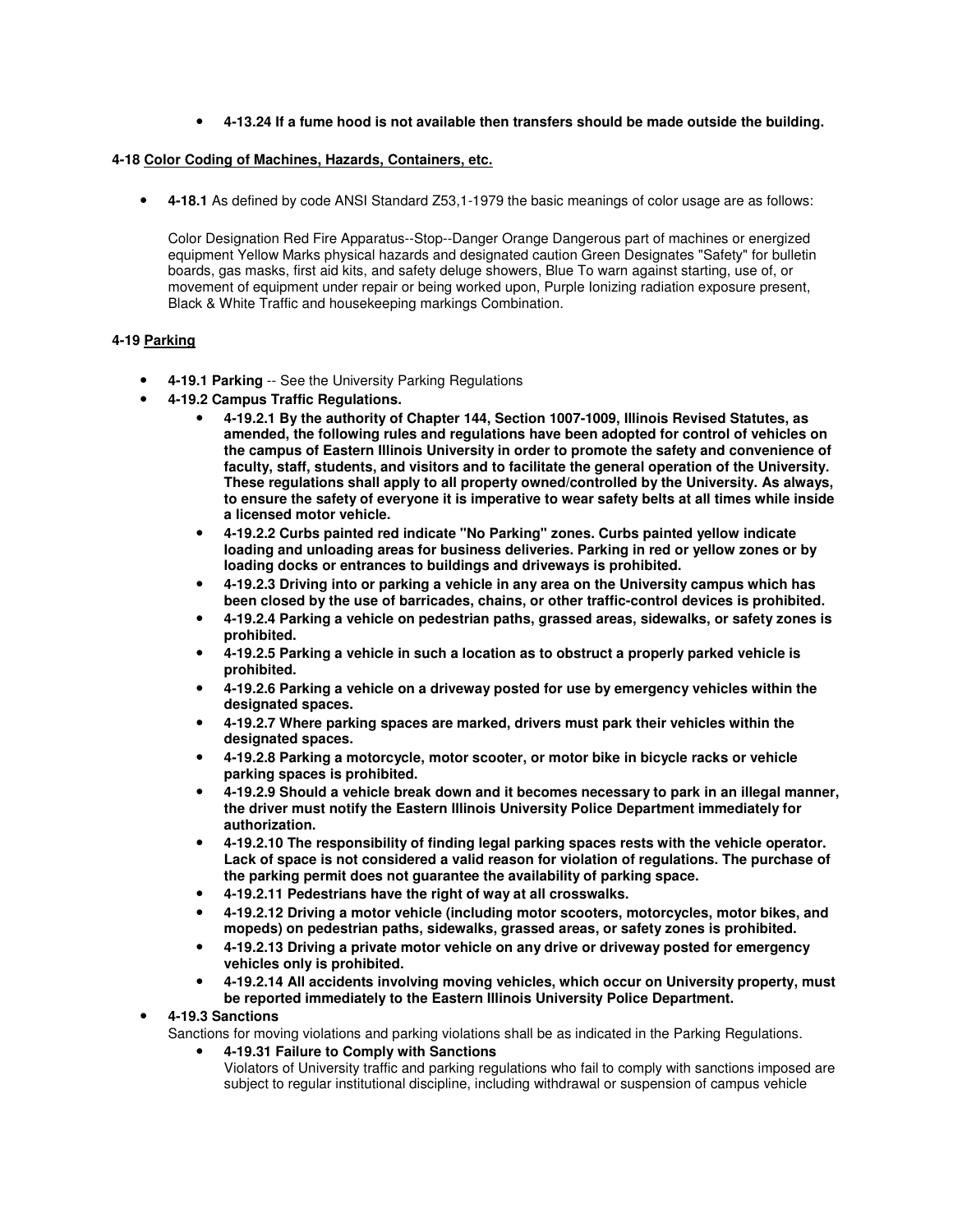- **4-13.24 If a fume hood is not available then transfers should be made outside the building.**

**4-18 Color Coding of Machines, Hazards, Containers, etc.**

- **4-18.1** As defined by code ANSI Standard Z53,1-1979 the basic meanings of color usage are as follows:

  Color Designation Red Fire Apparatus--Stop--Danger Orange Dangerous part of machines or energized equipment Yellow Marks physical hazards and designated caution Green Designates "Safety" for bulletin boards, gas masks, first aid kits, and safety deluge showers, Blue To warn against starting, use of, or movement of equipment under repair or being worked upon, Purple Ionizing radiation exposure present, Black & White Traffic and housekeeping markings Combination.

**4-19 Parking**

- **4-19.1 Parking** -- See the University Parking Regulations
- **4-19.2 Campus Traffic Regulations.**
  - **4-19.2.1 By the authority of Chapter 144, Section 1007-1009, Illinois Revised Statutes, as amended, the following rules and regulations have been adopted for control of vehicles on the campus of Eastern Illinois University in order to promote the safety and convenience of faculty, staff, students, and visitors and to facilitate the general operation of the University. These regulations shall apply to all property owned/controlled by the University. As always, to ensure the safety of everyone it is imperative to wear safety belts at all times while inside a licensed motor vehicle.**
  - **4-19.2.2 Curbs painted red indicate "No Parking" zones. Curbs painted yellow indicate loading and unloading areas for business deliveries. Parking in red or yellow zones or by loading docks or entrances to buildings and driveways is prohibited.**
  - **4-19.2.3 Driving into or parking a vehicle in any area on the University campus which has been closed by the use of barricades, chains, or other traffic-control devices is prohibited.**
  - **4-19.2.4 Parking a vehicle on pedestrian paths, grassed areas, sidewalks, or safety zones is prohibited.**
  - **4-19.2.5 Parking a vehicle in such a location as to obstruct a properly parked vehicle is prohibited.**
  - **4-19.2.6 Parking a vehicle on a driveway posted for use by emergency vehicles within the designated spaces.**
  - **4-19.2.7 Where parking spaces are marked, drivers must park their vehicles within the designated spaces.**
  - **4-19.2.8 Parking a motorcycle, motor scooter, or motor bike in bicycle racks or vehicle parking spaces is prohibited.**
  - **4-19.2.9 Should a vehicle break down and it becomes necessary to park in an illegal manner, the driver must notify the Eastern Illinois University Police Department immediately for authorization.**
  - **4-19.2.10 The responsibility of finding legal parking spaces rests with the vehicle operator. Lack of space is not considered a valid reason for violation of regulations. The purchase of the parking permit does not guarantee the availability of parking space.**
  - **4-19.2.11 Pedestrians have the right of way at all crosswalks.**
  - **4-19.2.12 Driving a motor vehicle (including motor scooters, motorcycles, motor bikes, and mopeds) on pedestrian paths, sidewalks, grassed areas, or safety zones is prohibited.**
  - **4-19.2.13 Driving a private motor vehicle on any drive or driveway posted for emergency vehicles only is prohibited.**
  - **4-19.2.14 All accidents involving moving vehicles, which occur on University property, must be reported immediately to the Eastern Illinois University Police Department.**
- **4-19.3 Sanctions**
  Sanctions for moving violations and parking violations shall be as indicated in the Parking Regulations.
  - **4-19.31 Failure to Comply with Sanctions**
    Violators of University traffic and parking regulations who fail to comply with sanctions imposed are subject to regular institutional discipline, including withdrawal or suspension of campus vehicle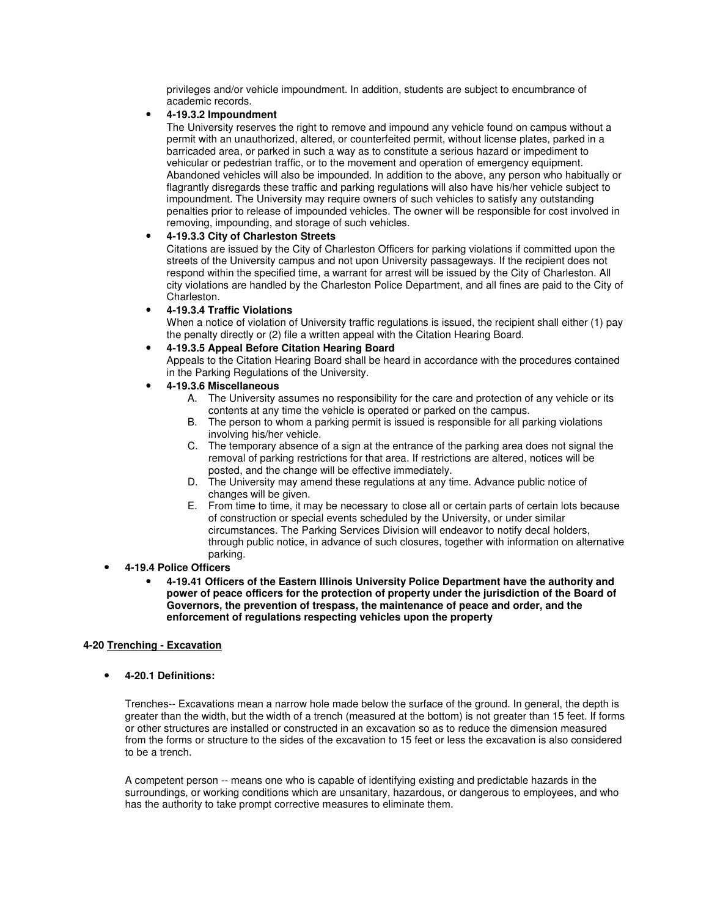privileges and/or vehicle impoundment. In addition, students are subject to encumbrance of academic records.

- **4-19.3.2 Impoundment**
  The University reserves the right to remove and impound any vehicle found on campus without a permit with an unauthorized, altered, or counterfeited permit, without license plates, parked in a barricaded area, or parked in such a way as to constitute a serious hazard or impediment to vehicular or pedestrian traffic, or to the movement and operation of emergency equipment. Abandoned vehicles will also be impounded. In addition to the above, any person who habitually or flagrantly disregards these traffic and parking regulations will also have his/her vehicle subject to impoundment. The University may require owners of such vehicles to satisfy any outstanding penalties prior to release of impounded vehicles. The owner will be responsible for cost involved in removing, impounding, and storage of such vehicles.
- **4-19.3.3 City of Charleston Streets**
  Citations are issued by the City of Charleston Officers for parking violations if committed upon the streets of the University campus and not upon University passageways. If the recipient does not respond within the specified time, a warrant for arrest will be issued by the City of Charleston. All city violations are handled by the Charleston Police Department, and all fines are paid to the City of Charleston.
- **4-19.3.4 Traffic Violations**
  When a notice of violation of University traffic regulations is issued, the recipient shall either (1) pay the penalty directly or (2) file a written appeal with the Citation Hearing Board.
- **4-19.3.5 Appeal Before Citation Hearing Board**
  Appeals to the Citation Hearing Board shall be heard in accordance with the procedures contained in the Parking Regulations of the University.
- **4-19.3.6 Miscellaneous**
  A. The University assumes no responsibility for the care and protection of any vehicle or its contents at any time the vehicle is operated or parked on the campus.
  B. The person to whom a parking permit is issued is responsible for all parking violations involving his/her vehicle.
  C. The temporary absence of a sign at the entrance of the parking area does not signal the removal of parking restrictions for that area. If restrictions are altered, notices will be posted, and the change will be effective immediately.
  D. The University may amend these regulations at any time. Advance public notice of changes will be given.
  E. From time to time, it may be necessary to close all or certain parts of certain lots because of construction or special events scheduled by the University, or under similar circumstances. The Parking Services Division will endeavor to notify decal holders, through public notice, in advance of such closures, together with information on alternative parking.

- **4-19.4 Police Officers**
  - **4-19.41 Officers of the Eastern Illinois University Police Department have the authority and power of peace officers for the protection of property under the jurisdiction of the Board of Governors, the prevention of trespass, the maintenance of peace and order, and the enforcement of regulations respecting vehicles upon the property**

## 4-20 Trenching - Excavation

- **4-20.1 Definitions:**

Trenches-- Excavations mean a narrow hole made below the surface of the ground. In general, the depth is greater than the width, but the width of a trench (measured at the bottom) is not greater than 15 feet. If forms or other structures are installed or constructed in an excavation so as to reduce the dimension measured from the forms or structure to the sides of the excavation to 15 feet or less the excavation is also considered to be a trench.

A competent person -- means one who is capable of identifying existing and predictable hazards in the surroundings, or working conditions which are unsanitary, hazardous, or dangerous to employees, and who has the authority to take prompt corrective measures to eliminate them.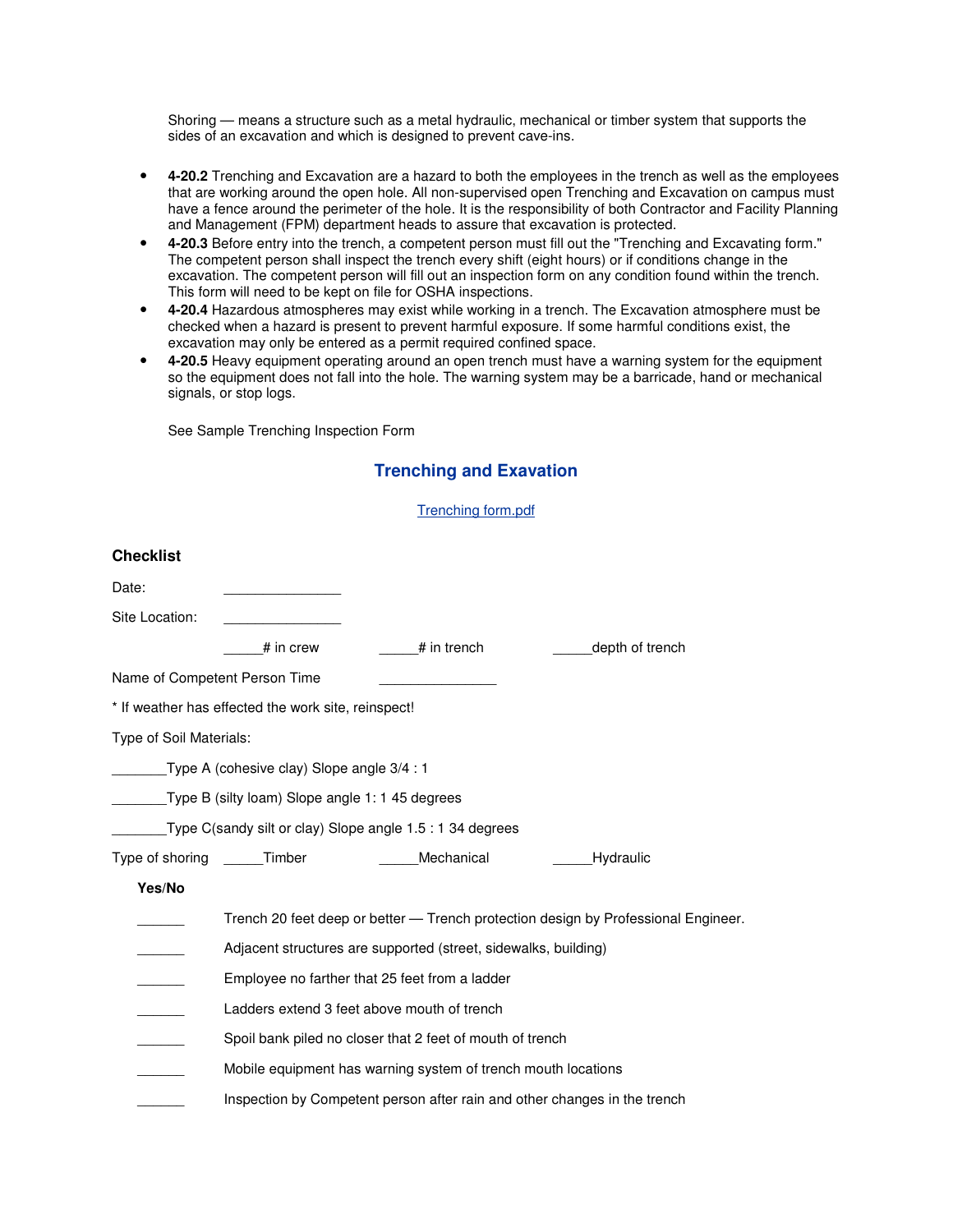Shoring — means a structure such as a metal hydraulic, mechanical or timber system that supports the sides of an excavation and which is designed to prevent cave-ins.

- **4-20.2** Trenching and Excavation are a hazard to both the employees in the trench as well as the employees that are working around the open hole. All non-supervised open Trenching and Excavation on campus must have a fence around the perimeter of the hole. It is the responsibility of both Contractor and Facility Planning and Management (FPM) department heads to assure that excavation is protected.
- **4-20.3** Before entry into the trench, a competent person must fill out the "Trenching and Excavating form." The competent person shall inspect the trench every shift (eight hours) or if conditions change in the excavation. The competent person will fill out an inspection form on any condition found within the trench. This form will need to be kept on file for OSHA inspections.
- **4-20.4** Hazardous atmospheres may exist while working in a trench. The Excavation atmosphere must be checked when a hazard is present to prevent harmful exposure. If some harmful conditions exist, the excavation may only be entered as a permit required confined space.
- **4-20.5** Heavy equipment operating around an open trench must have a warning system for the equipment so the equipment does not fall into the hole. The warning system may be a barricade, hand or mechanical signals, or stop logs.

See Sample Trenching Inspection Form

## Trenching and Exavation

Trenching form.pdf

### Checklist

Date: _______________

Site Location: _______________

_____# in crew     _____# in trench     _____depth of trench

Name of Competent Person Time     _______________

* If weather has effected the work site, reinspect!

Type of Soil Materials:

_______Type A (cohesive clay) Slope angle 3/4 : 1

_______Type B (silty loam) Slope angle 1: 1 45 degrees

_______Type C(sandy silt or clay) Slope angle 1.5 : 1 34 degrees

Type of shoring _____Timber     _____Mechanical     _____Hydraulic

**Yes/No**

______ Trench 20 feet deep or better — Trench protection design by Professional Engineer.

______ Adjacent structures are supported (street, sidewalks, building)

______ Employee no farther that 25 feet from a ladder

______ Ladders extend 3 feet above mouth of trench

______ Spoil bank piled no closer that 2 feet of mouth of trench

______ Mobile equipment has warning system of trench mouth locations

______ Inspection by Competent person after rain and other changes in the trench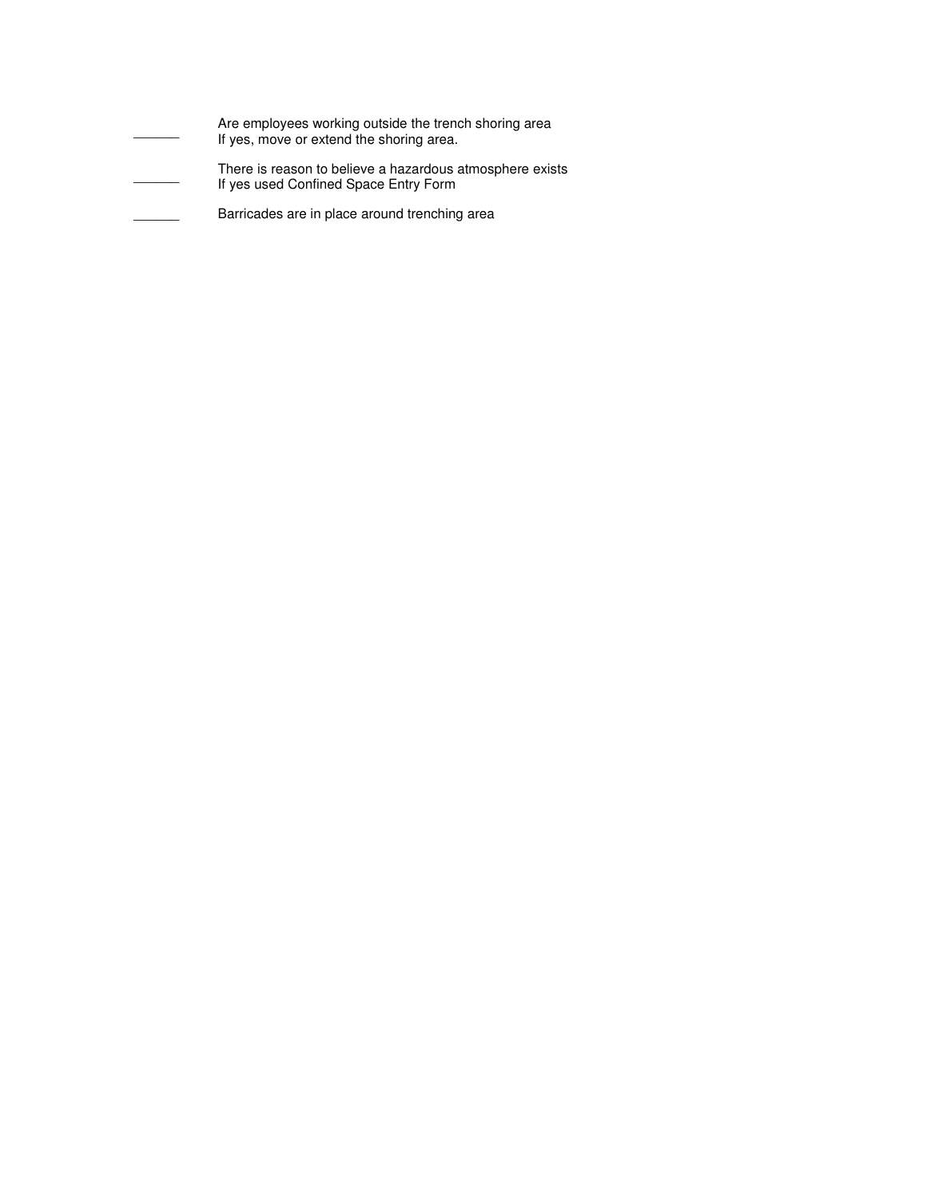______ Are employees working outside the trench shoring area
If yes, move or extend the shoring area.

______ There is reason to believe a hazardous atmosphere exists
If yes used Confined Space Entry Form

______ Barricades are in place around trenching area